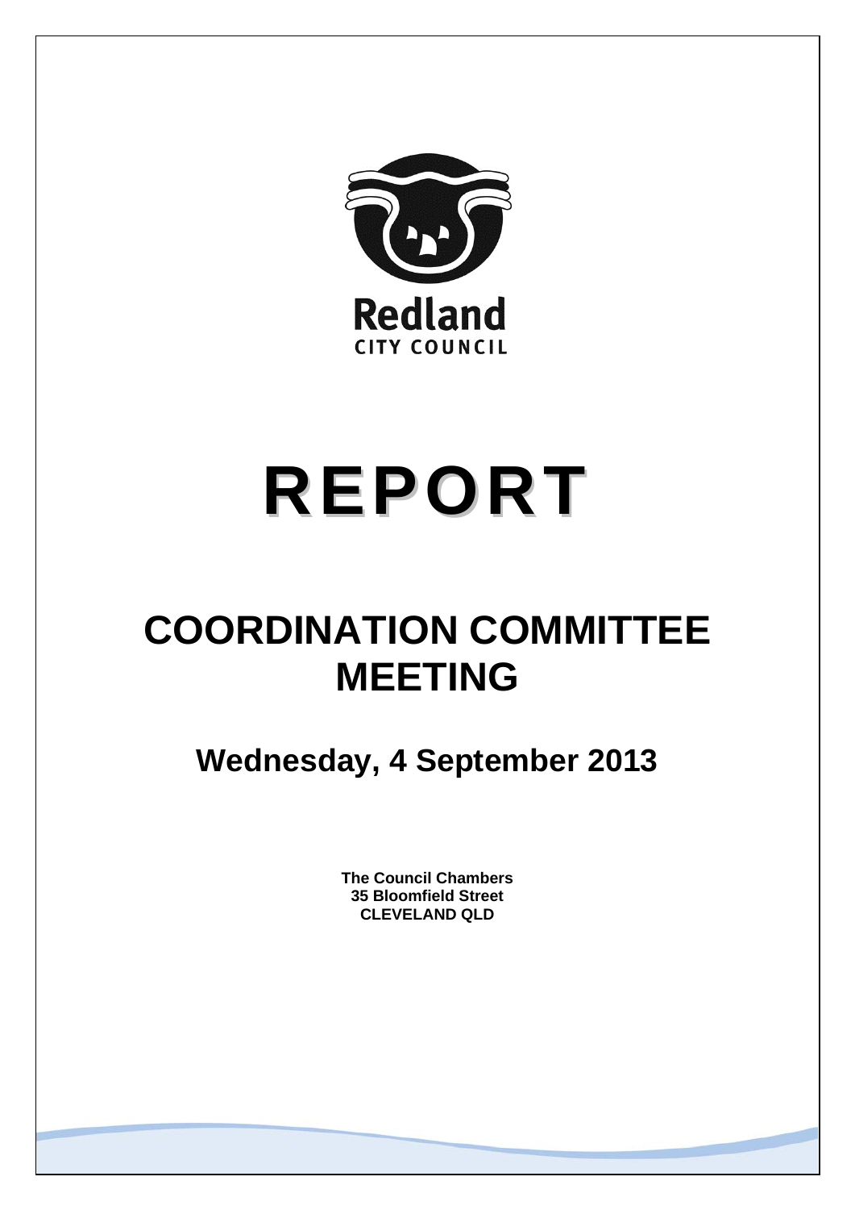Redland
CITY COUNCIL

# REPORT

# COORDINATION COMMITTEE MEETING

## Wednesday, 4 September 2013

**The Council Chambers**
**35 Bloomfield Street**
**CLEVELAND QLD**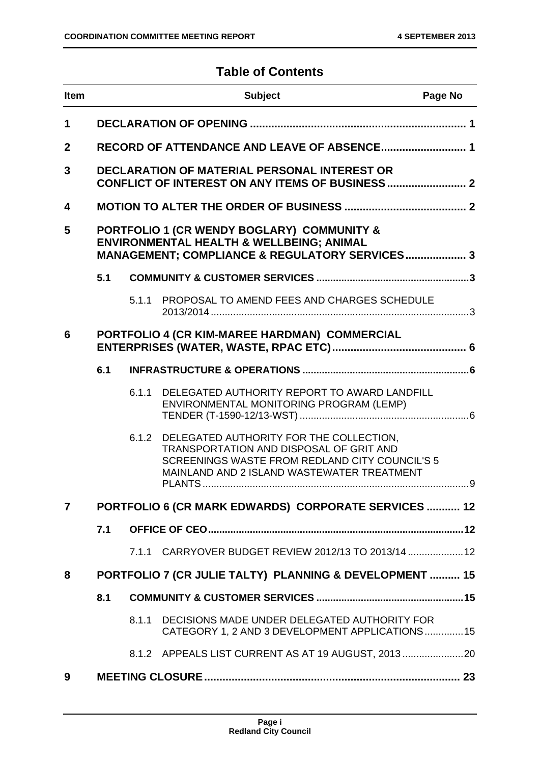# Table of Contents

| Item | | | Subject | Page No |
|---|---|---|---|---|
| 1 | | | DECLARATION OF OPENING | 1 |
| 2 | | | RECORD OF ATTENDANCE AND LEAVE OF ABSENCE | 1 |
| 3 | | | DECLARATION OF MATERIAL PERSONAL INTEREST OR CONFLICT OF INTEREST ON ANY ITEMS OF BUSINESS | 2 |
| 4 | | | MOTION TO ALTER THE ORDER OF BUSINESS | 2 |
| 5 | | | PORTFOLIO 1 (CR WENDY BOGLARY) COMMUNITY & ENVIRONMENTAL HEALTH & WELLBEING; ANIMAL MANAGEMENT; COMPLIANCE & REGULATORY SERVICES | 3 |
| | 5.1 | | COMMUNITY & CUSTOMER SERVICES | 3 |
| | | 5.1.1 | PROPOSAL TO AMEND FEES AND CHARGES SCHEDULE 2013/2014 | 3 |
| 6 | | | PORTFOLIO 4 (CR KIM-MAREE HARDMAN) COMMERCIAL ENTERPRISES (WATER, WASTE, RPAC ETC) | 6 |
| | 6.1 | | INFRASTRUCTURE & OPERATIONS | 6 |
| | | 6.1.1 | DELEGATED AUTHORITY REPORT TO AWARD LANDFILL ENVIRONMENTAL MONITORING PROGRAM (LEMP) TENDER (T-1590-12/13-WST) | 6 |
| | | 6.1.2 | DELEGATED AUTHORITY FOR THE COLLECTION, TRANSPORTATION AND DISPOSAL OF GRIT AND SCREENINGS WASTE FROM REDLAND CITY COUNCIL'S 5 MAINLAND AND 2 ISLAND WASTEWATER TREATMENT PLANTS | 9 |
| 7 | | | PORTFOLIO 6 (CR MARK EDWARDS) CORPORATE SERVICES | 12 |
| | 7.1 | | OFFICE OF CEO | 12 |
| | | 7.1.1 | CARRYOVER BUDGET REVIEW 2012/13 TO 2013/14 | 12 |
| 8 | | | PORTFOLIO 7 (CR JULIE TALTY) PLANNING & DEVELOPMENT | 15 |
| | 8.1 | | COMMUNITY & CUSTOMER SERVICES | 15 |
| | | 8.1.1 | DECISIONS MADE UNDER DELEGATED AUTHORITY FOR CATEGORY 1, 2 AND 3 DEVELOPMENT APPLICATIONS | 15 |
| | | 8.1.2 | APPEALS LIST CURRENT AS AT 19 AUGUST, 2013 | 20 |
| 9 | | | MEETING CLOSURE | 23 |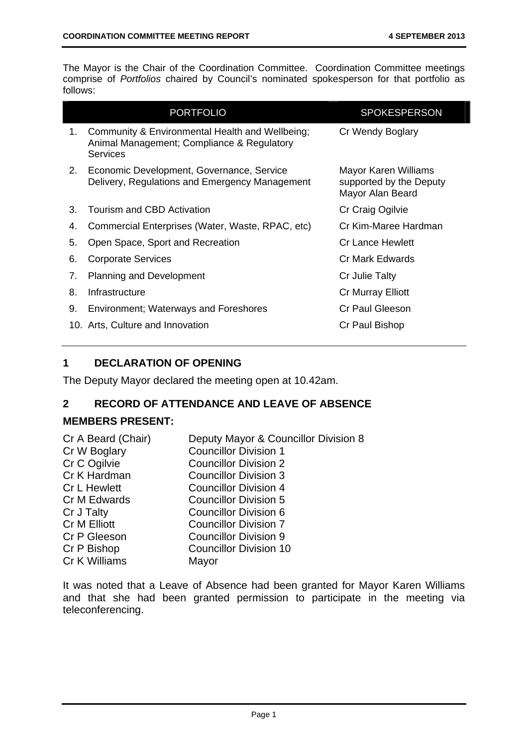The Mayor is the Chair of the Coordination Committee. Coordination Committee meetings comprise of *Portfolios* chaired by Council's nominated spokesperson for that portfolio as follows:

| | PORTFOLIO | SPOKESPERSON |
|---|---|---|
| 1. | Community & Environmental Health and Wellbeing; Animal Management; Compliance & Regulatory Services | Cr Wendy Boglary |
| 2. | Economic Development, Governance, Service Delivery, Regulations and Emergency Management | Mayor Karen Williams supported by the Deputy Mayor Alan Beard |
| 3. | Tourism and CBD Activation | Cr Craig Ogilvie |
| 4. | Commercial Enterprises (Water, Waste, RPAC, etc) | Cr Kim-Maree Hardman |
| 5. | Open Space, Sport and Recreation | Cr Lance Hewlett |
| 6. | Corporate Services | Cr Mark Edwards |
| 7. | Planning and Development | Cr Julie Talty |
| 8. | Infrastructure | Cr Murray Elliott |
| 9. | Environment; Waterways and Foreshores | Cr Paul Gleeson |
| 10. | Arts, Culture and Innovation | Cr Paul Bishop |

## 1 DECLARATION OF OPENING

The Deputy Mayor declared the meeting open at 10.42am.

## 2 RECORD OF ATTENDANCE AND LEAVE OF ABSENCE

### MEMBERS PRESENT:

| | |
|---|---|
| Cr A Beard (Chair) | Deputy Mayor & Councillor Division 8 |
| Cr W Boglary | Councillor Division 1 |
| Cr C Ogilvie | Councillor Division 2 |
| Cr K Hardman | Councillor Division 3 |
| Cr L Hewlett | Councillor Division 4 |
| Cr M Edwards | Councillor Division 5 |
| Cr J Talty | Councillor Division 6 |
| Cr M Elliott | Councillor Division 7 |
| Cr P Gleeson | Councillor Division 9 |
| Cr P Bishop | Councillor Division 10 |
| Cr K Williams | Mayor |

It was noted that a Leave of Absence had been granted for Mayor Karen Williams and that she had been granted permission to participate in the meeting via teleconferencing.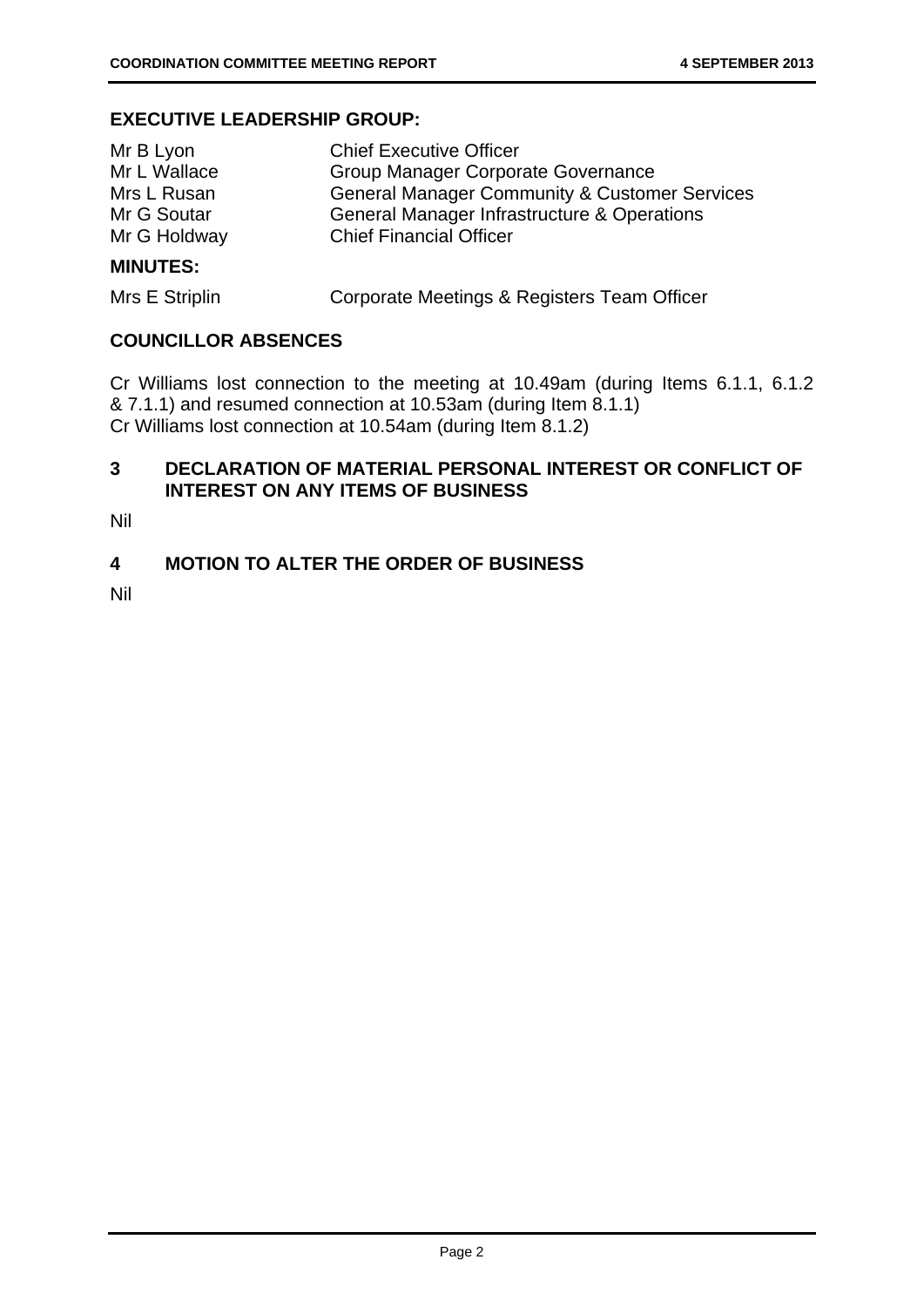**EXECUTIVE LEADERSHIP GROUP:**

| | |
|---|---|
| Mr B Lyon | Chief Executive Officer |
| Mr L Wallace | Group Manager Corporate Governance |
| Mrs L Rusan | General Manager Community & Customer Services |
| Mr G Soutar | General Manager Infrastructure & Operations |
| Mr G Holdway | Chief Financial Officer |

**MINUTES:**

| | |
|---|---|
| Mrs E Striplin | Corporate Meetings & Registers Team Officer |

## COUNCILLOR ABSENCES

Cr Williams lost connection to the meeting at 10.49am (during Items 6.1.1, 6.1.2 & 7.1.1) and resumed connection at 10.53am (during Item 8.1.1)
Cr Williams lost connection at 10.54am (during Item 8.1.2)

## 3 DECLARATION OF MATERIAL PERSONAL INTEREST OR CONFLICT OF INTEREST ON ANY ITEMS OF BUSINESS

Nil

## 4 MOTION TO ALTER THE ORDER OF BUSINESS

Nil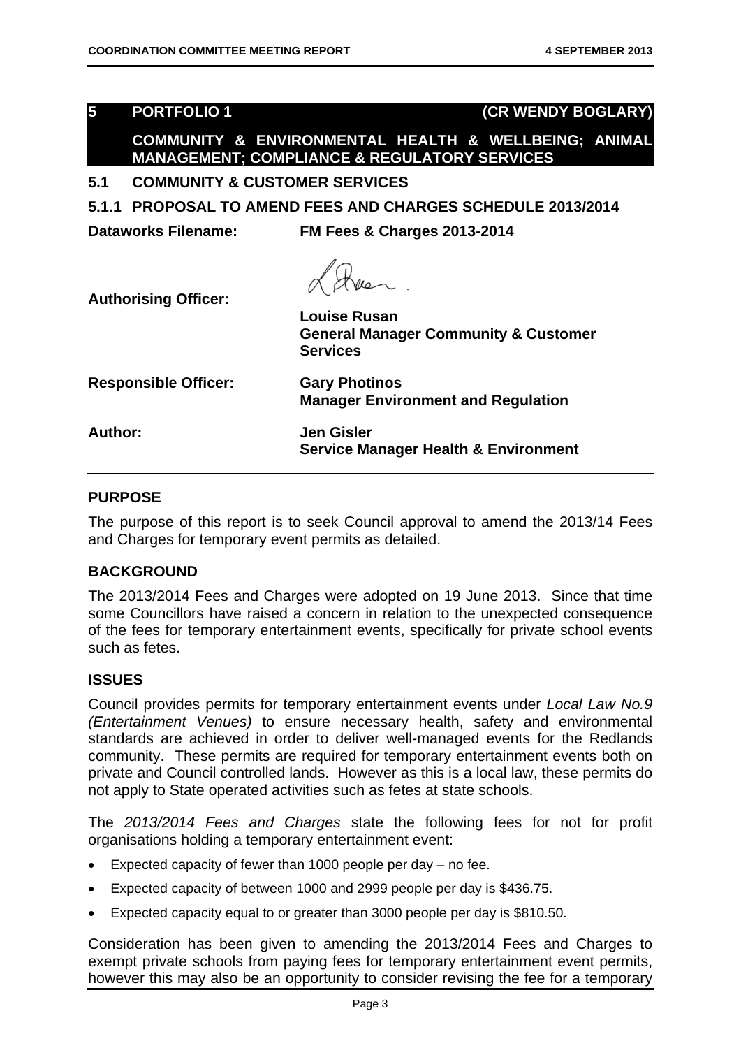## 5 PORTFOLIO 1 (CR WENDY BOGLARY)

## COMMUNITY & ENVIRONMENTAL HEALTH & WELLBEING; ANIMAL MANAGEMENT; COMPLIANCE & REGULATORY SERVICES

### 5.1 COMMUNITY & CUSTOMER SERVICES

### 5.1.1 PROPOSAL TO AMEND FEES AND CHARGES SCHEDULE 2013/2014

**Dataworks Filename:** FM Fees & Charges 2013-2014

**Authorising Officer:** Louise Rusan
General Manager Community & Customer Services

**Responsible Officer:** Gary Photinos
Manager Environment and Regulation

**Author:** Jen Gisler
Service Manager Health & Environment

#### PURPOSE

The purpose of this report is to seek Council approval to amend the 2013/14 Fees and Charges for temporary event permits as detailed.

#### BACKGROUND

The 2013/2014 Fees and Charges were adopted on 19 June 2013. Since that time some Councillors have raised a concern in relation to the unexpected consequence of the fees for temporary entertainment events, specifically for private school events such as fetes.

#### ISSUES

Council provides permits for temporary entertainment events under *Local Law No.9 (Entertainment Venues)* to ensure necessary health, safety and environmental standards are achieved in order to deliver well-managed events for the Redlands community. These permits are required for temporary entertainment events both on private and Council controlled lands. However as this is a local law, these permits do not apply to State operated activities such as fetes at state schools.

The *2013/2014 Fees and Charges* state the following fees for not for profit organisations holding a temporary entertainment event:

- Expected capacity of fewer than 1000 people per day – no fee.
- Expected capacity of between 1000 and 2999 people per day is $436.75.
- Expected capacity equal to or greater than 3000 people per day is $810.50.

Consideration has been given to amending the 2013/2014 Fees and Charges to exempt private schools from paying fees for temporary entertainment event permits, however this may also be an opportunity to consider revising the fee for a temporary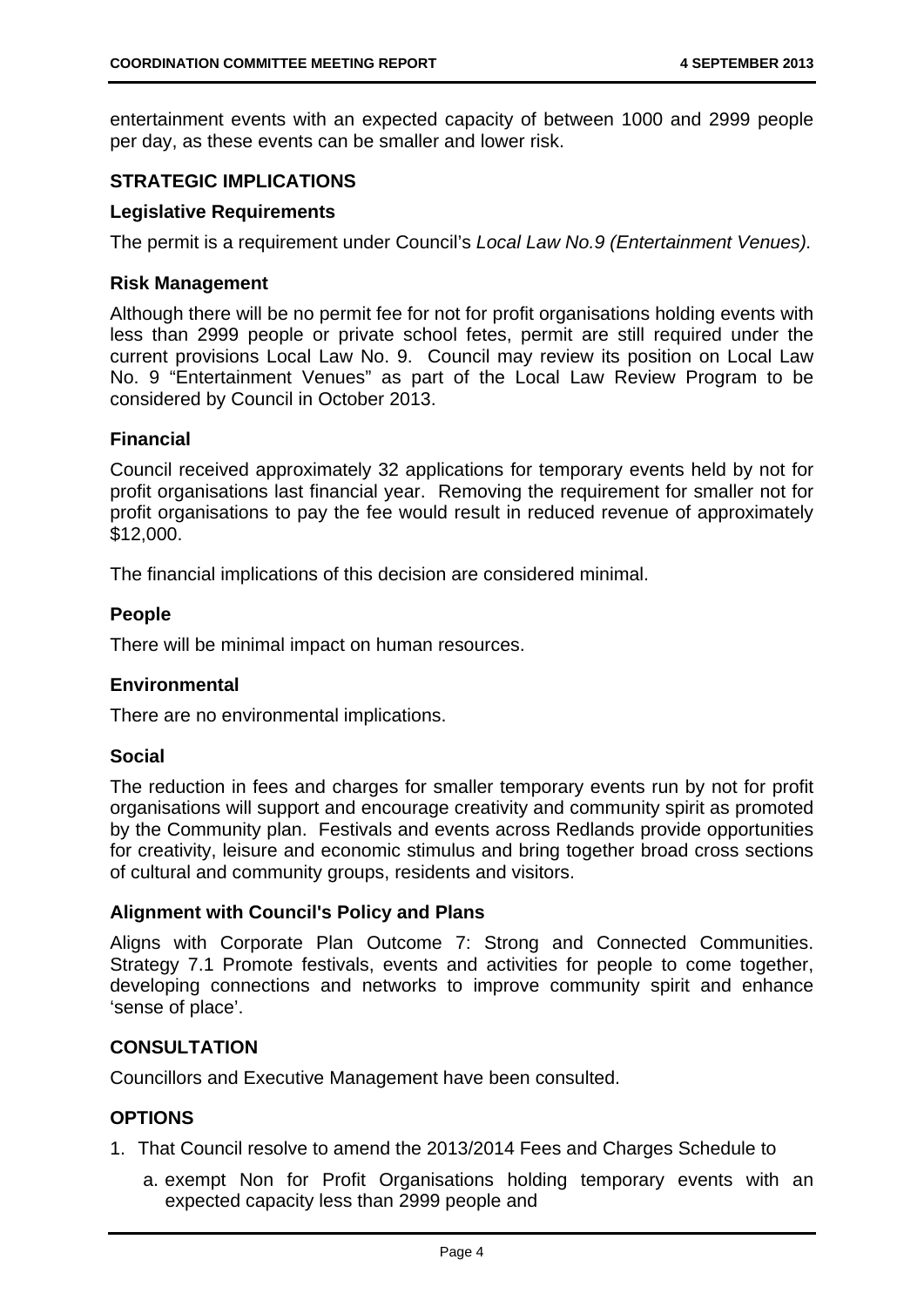entertainment events with an expected capacity of between 1000 and 2999 people per day, as these events can be smaller and lower risk.

## STRATEGIC IMPLICATIONS

### Legislative Requirements

The permit is a requirement under Council's *Local Law No.9 (Entertainment Venues).*

### Risk Management

Although there will be no permit fee for not for profit organisations holding events with less than 2999 people or private school fetes, permit are still required under the current provisions Local Law No. 9. Council may review its position on Local Law No. 9 "Entertainment Venues" as part of the Local Law Review Program to be considered by Council in October 2013.

### Financial

Council received approximately 32 applications for temporary events held by not for profit organisations last financial year. Removing the requirement for smaller not for profit organisations to pay the fee would result in reduced revenue of approximately $12,000.

The financial implications of this decision are considered minimal.

### People

There will be minimal impact on human resources.

### Environmental

There are no environmental implications.

### Social

The reduction in fees and charges for smaller temporary events run by not for profit organisations will support and encourage creativity and community spirit as promoted by the Community plan. Festivals and events across Redlands provide opportunities for creativity, leisure and economic stimulus and bring together broad cross sections of cultural and community groups, residents and visitors.

### Alignment with Council's Policy and Plans

Aligns with Corporate Plan Outcome 7: Strong and Connected Communities. Strategy 7.1 Promote festivals, events and activities for people to come together, developing connections and networks to improve community spirit and enhance 'sense of place'.

## CONSULTATION

Councillors and Executive Management have been consulted.

## OPTIONS

1. That Council resolve to amend the 2013/2014 Fees and Charges Schedule to
   a. exempt Non for Profit Organisations holding temporary events with an expected capacity less than 2999 people and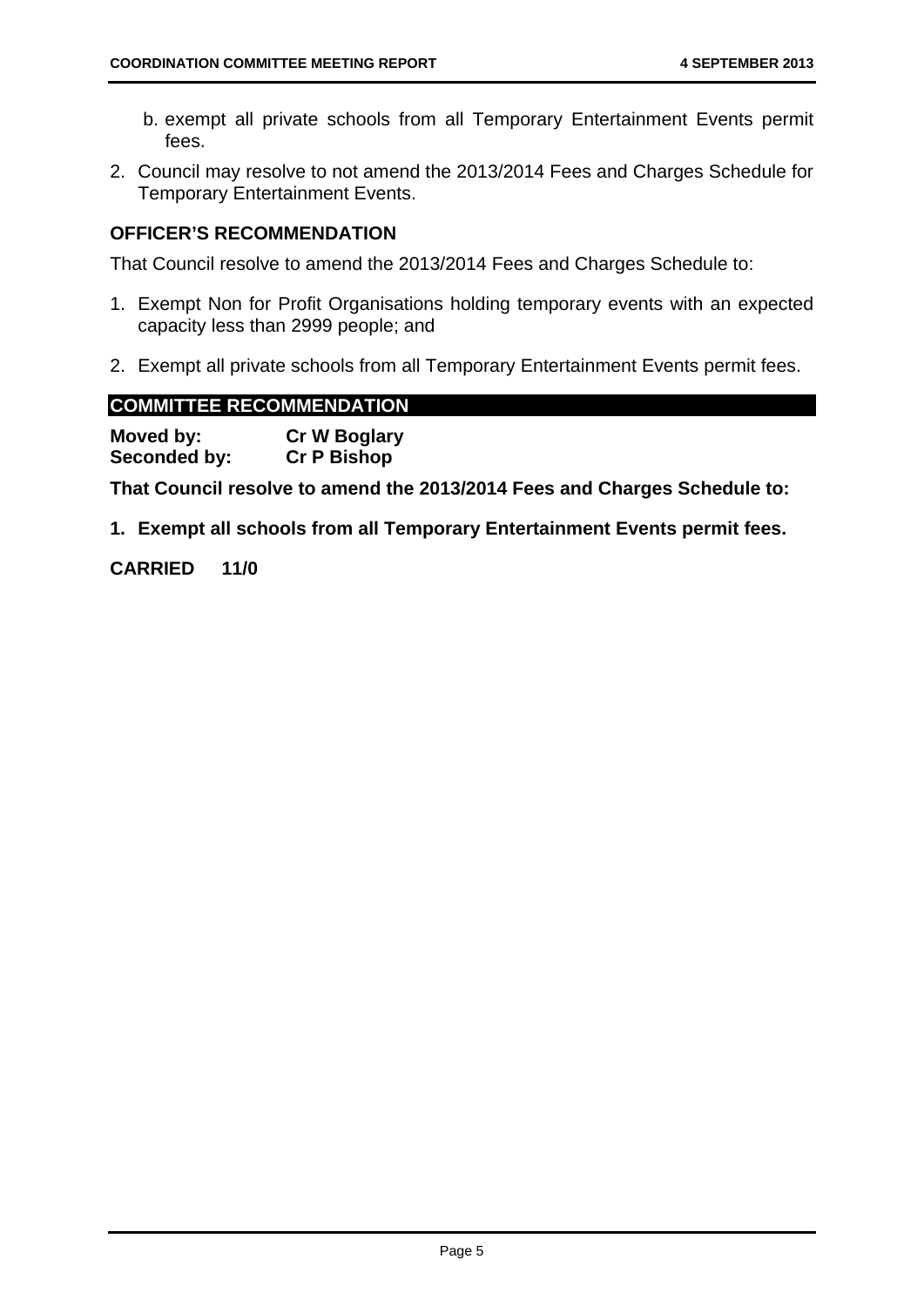b. exempt all private schools from all Temporary Entertainment Events permit fees.

2. Council may resolve to not amend the 2013/2014 Fees and Charges Schedule for Temporary Entertainment Events.

## OFFICER'S RECOMMENDATION

That Council resolve to amend the 2013/2014 Fees and Charges Schedule to:

1. Exempt Non for Profit Organisations holding temporary events with an expected capacity less than 2999 people; and

2. Exempt all private schools from all Temporary Entertainment Events permit fees.

## COMMITTEE RECOMMENDATION

**Moved by:** **Cr W Boglary**
**Seconded by:** **Cr P Bishop**

**That Council resolve to amend the 2013/2014 Fees and Charges Schedule to:**

**1. Exempt all schools from all Temporary Entertainment Events permit fees.**

**CARRIED 11/0**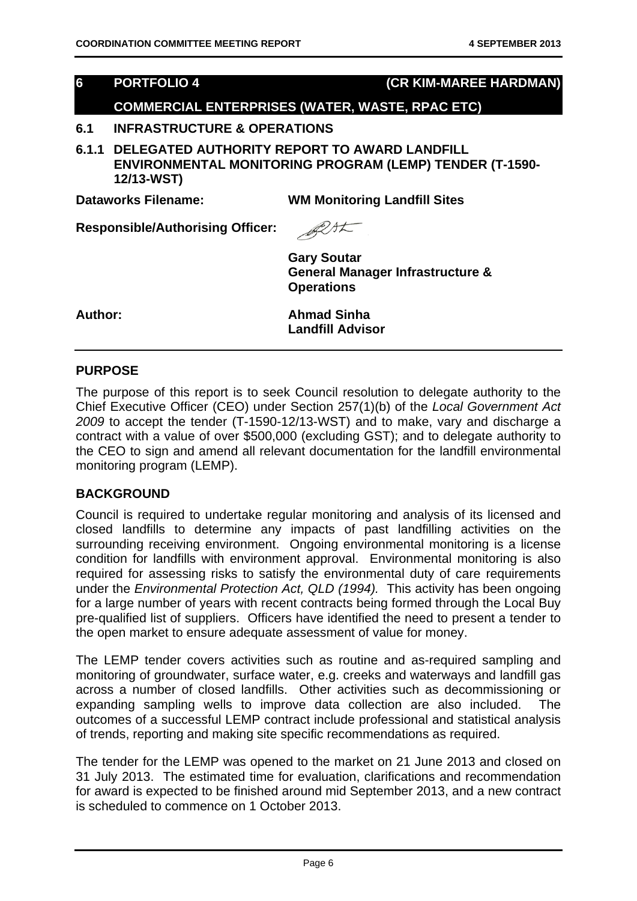## 6 PORTFOLIO 4 (CR KIM-MAREE HARDMAN)

## COMMERCIAL ENTERPRISES (WATER, WASTE, RPAC ETC)

### 6.1 INFRASTRUCTURE & OPERATIONS

### 6.1.1 DELEGATED AUTHORITY REPORT TO AWARD LANDFILL ENVIRONMENTAL MONITORING PROGRAM (LEMP) TENDER (T-1590-12/13-WST)

**Dataworks Filename:** WM Monitoring Landfill Sites

**Responsible/Authorising Officer:**

Gary Soutar
General Manager Infrastructure & Operations

**Author:** Ahmad Sinha
Landfill Advisor

## PURPOSE

The purpose of this report is to seek Council resolution to delegate authority to the Chief Executive Officer (CEO) under Section 257(1)(b) of the *Local Government Act 2009* to accept the tender (T-1590-12/13-WST) and to make, vary and discharge a contract with a value of over $500,000 (excluding GST); and to delegate authority to the CEO to sign and amend all relevant documentation for the landfill environmental monitoring program (LEMP).

## BACKGROUND

Council is required to undertake regular monitoring and analysis of its licensed and closed landfills to determine any impacts of past landfilling activities on the surrounding receiving environment. Ongoing environmental monitoring is a license condition for landfills with environment approval. Environmental monitoring is also required for assessing risks to satisfy the environmental duty of care requirements under the *Environmental Protection Act, QLD (1994).* This activity has been ongoing for a large number of years with recent contracts being formed through the Local Buy pre-qualified list of suppliers. Officers have identified the need to present a tender to the open market to ensure adequate assessment of value for money.

The LEMP tender covers activities such as routine and as-required sampling and monitoring of groundwater, surface water, e.g. creeks and waterways and landfill gas across a number of closed landfills. Other activities such as decommissioning or expanding sampling wells to improve data collection are also included. The outcomes of a successful LEMP contract include professional and statistical analysis of trends, reporting and making site specific recommendations as required.

The tender for the LEMP was opened to the market on 21 June 2013 and closed on 31 July 2013. The estimated time for evaluation, clarifications and recommendation for award is expected to be finished around mid September 2013, and a new contract is scheduled to commence on 1 October 2013.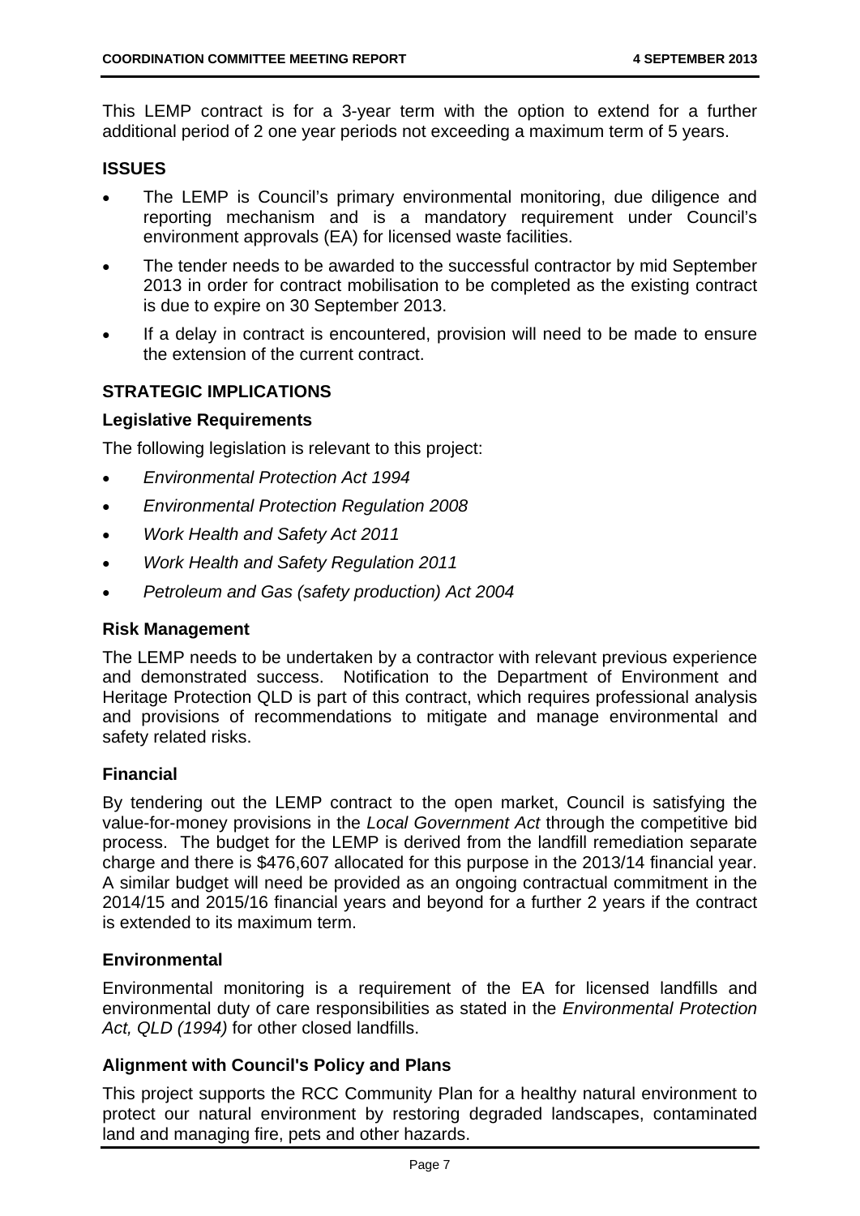This LEMP contract is for a 3-year term with the option to extend for a further additional period of 2 one year periods not exceeding a maximum term of 5 years.

## ISSUES

- The LEMP is Council's primary environmental monitoring, due diligence and reporting mechanism and is a mandatory requirement under Council's environment approvals (EA) for licensed waste facilities.
- The tender needs to be awarded to the successful contractor by mid September 2013 in order for contract mobilisation to be completed as the existing contract is due to expire on 30 September 2013.
- If a delay in contract is encountered, provision will need to be made to ensure the extension of the current contract.

## STRATEGIC IMPLICATIONS

### Legislative Requirements

The following legislation is relevant to this project:

- *Environmental Protection Act 1994*
- *Environmental Protection Regulation 2008*
- *Work Health and Safety Act 2011*
- *Work Health and Safety Regulation 2011*
- *Petroleum and Gas (safety production) Act 2004*

### Risk Management

The LEMP needs to be undertaken by a contractor with relevant previous experience and demonstrated success. Notification to the Department of Environment and Heritage Protection QLD is part of this contract, which requires professional analysis and provisions of recommendations to mitigate and manage environmental and safety related risks.

### Financial

By tendering out the LEMP contract to the open market, Council is satisfying the value-for-money provisions in the *Local Government Act* through the competitive bid process. The budget for the LEMP is derived from the landfill remediation separate charge and there is $476,607 allocated for this purpose in the 2013/14 financial year. A similar budget will need be provided as an ongoing contractual commitment in the 2014/15 and 2015/16 financial years and beyond for a further 2 years if the contract is extended to its maximum term.

### Environmental

Environmental monitoring is a requirement of the EA for licensed landfills and environmental duty of care responsibilities as stated in the *Environmental Protection Act, QLD (1994)* for other closed landfills.

### Alignment with Council's Policy and Plans

This project supports the RCC Community Plan for a healthy natural environment to protect our natural environment by restoring degraded landscapes, contaminated land and managing fire, pets and other hazards.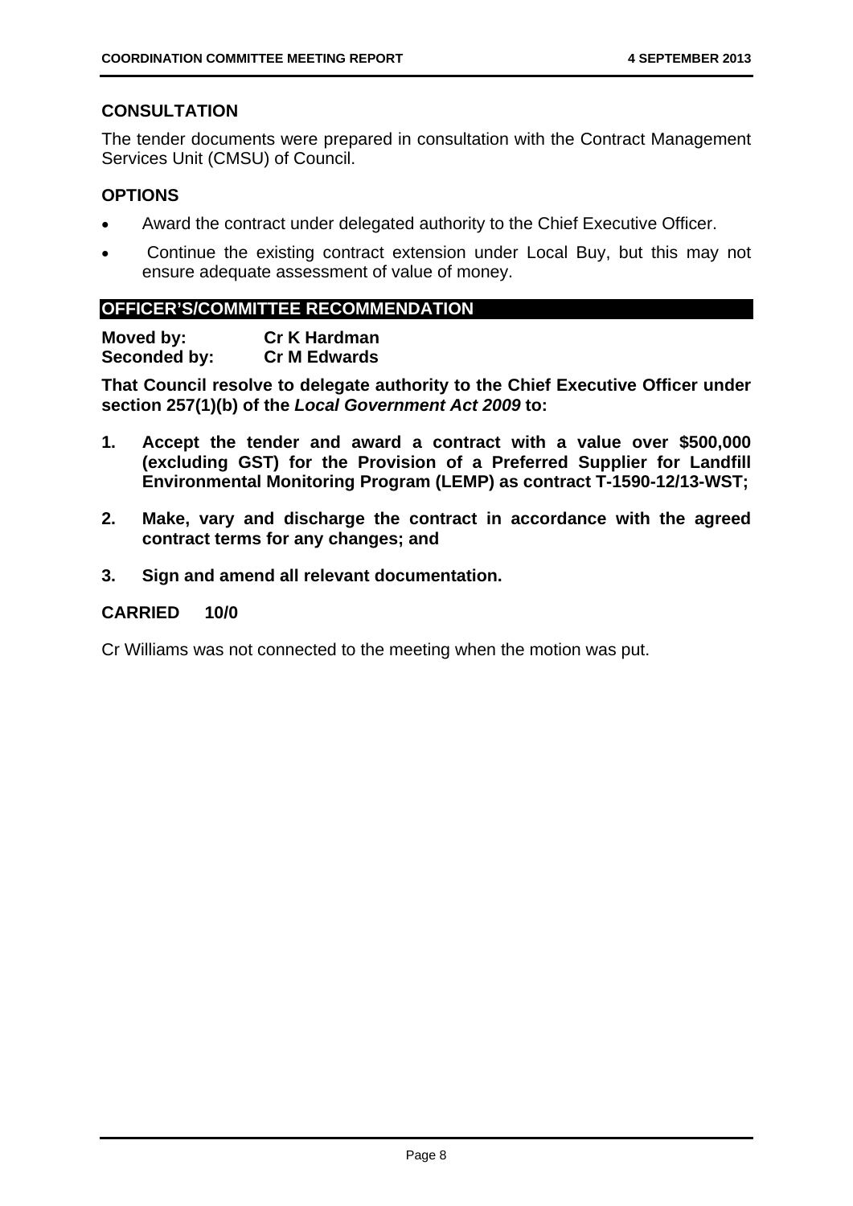## CONSULTATION

The tender documents were prepared in consultation with the Contract Management Services Unit (CMSU) of Council.

## OPTIONS

- Award the contract under delegated authority to the Chief Executive Officer.
- Continue the existing contract extension under Local Buy, but this may not ensure adequate assessment of value of money.

## OFFICER'S/COMMITTEE RECOMMENDATION

**Moved by: Cr K Hardman**
**Seconded by: Cr M Edwards**

**That Council resolve to delegate authority to the Chief Executive Officer under section 257(1)(b) of the *Local Government Act 2009* to:**

1. **Accept the tender and award a contract with a value over $500,000 (excluding GST) for the Provision of a Preferred Supplier for Landfill Environmental Monitoring Program (LEMP) as contract T-1590-12/13-WST;**
2. **Make, vary and discharge the contract in accordance with the agreed contract terms for any changes; and**
3. **Sign and amend all relevant documentation.**

**CARRIED 10/0**

Cr Williams was not connected to the meeting when the motion was put.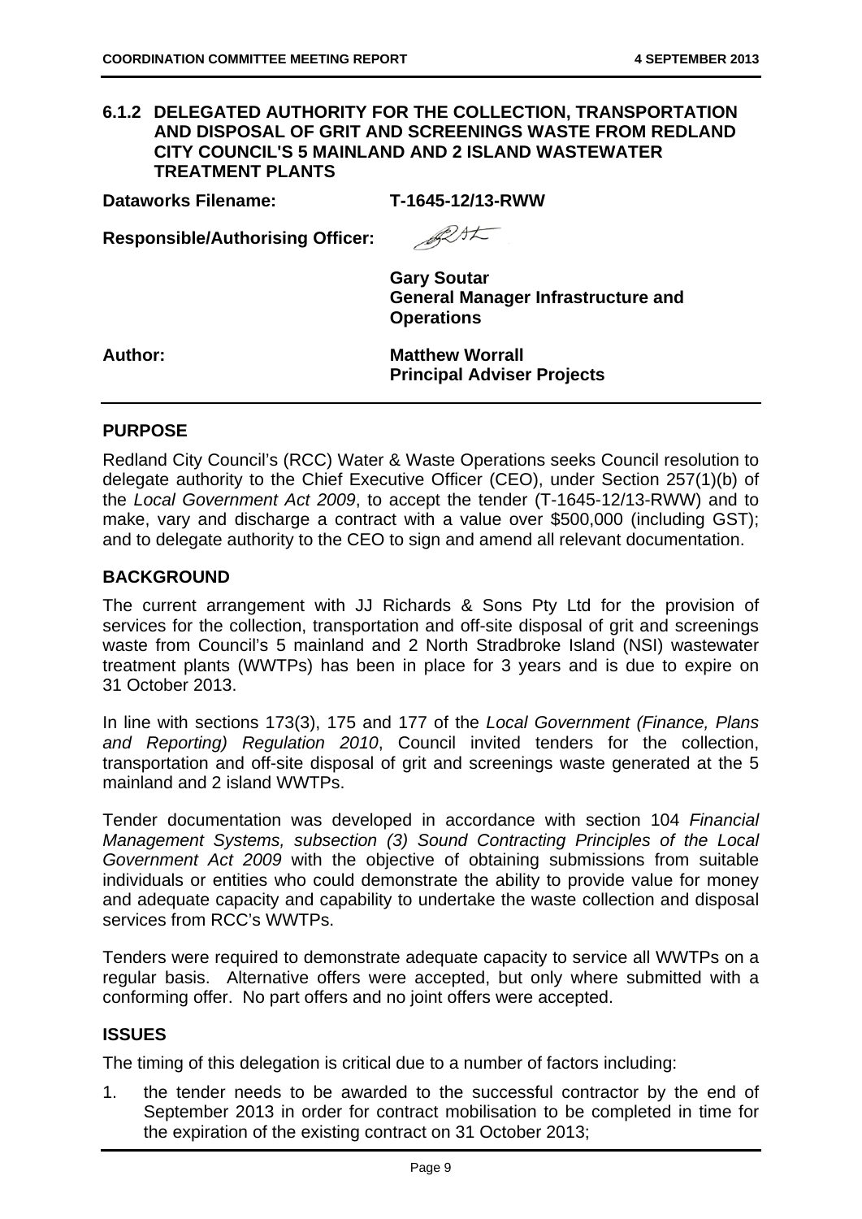## 6.1.2 DELEGATED AUTHORITY FOR THE COLLECTION, TRANSPORTATION AND DISPOSAL OF GRIT AND SCREENINGS WASTE FROM REDLAND CITY COUNCIL'S 5 MAINLAND AND 2 ISLAND WASTEWATER TREATMENT PLANTS

**Dataworks Filename:** **T-1645-12/13-RWW**

**Responsible/Authorising Officer:**

**Gary Soutar**
**General Manager Infrastructure and Operations**

**Author:** **Matthew Worrall**
**Principal Adviser Projects**

### PURPOSE

Redland City Council's (RCC) Water & Waste Operations seeks Council resolution to delegate authority to the Chief Executive Officer (CEO), under Section 257(1)(b) of the *Local Government Act 2009*, to accept the tender (T-1645-12/13-RWW) and to make, vary and discharge a contract with a value over $500,000 (including GST); and to delegate authority to the CEO to sign and amend all relevant documentation.

### BACKGROUND

The current arrangement with JJ Richards & Sons Pty Ltd for the provision of services for the collection, transportation and off-site disposal of grit and screenings waste from Council's 5 mainland and 2 North Stradbroke Island (NSI) wastewater treatment plants (WWTPs) has been in place for 3 years and is due to expire on 31 October 2013.

In line with sections 173(3), 175 and 177 of the *Local Government (Finance, Plans and Reporting) Regulation 2010*, Council invited tenders for the collection, transportation and off-site disposal of grit and screenings waste generated at the 5 mainland and 2 island WWTPs.

Tender documentation was developed in accordance with section 104 *Financial Management Systems, subsection (3) Sound Contracting Principles of the Local Government Act 2009* with the objective of obtaining submissions from suitable individuals or entities who could demonstrate the ability to provide value for money and adequate capacity and capability to undertake the waste collection and disposal services from RCC's WWTPs.

Tenders were required to demonstrate adequate capacity to service all WWTPs on a regular basis. Alternative offers were accepted, but only where submitted with a conforming offer. No part offers and no joint offers were accepted.

### ISSUES

The timing of this delegation is critical due to a number of factors including:

1. the tender needs to be awarded to the successful contractor by the end of September 2013 in order for contract mobilisation to be completed in time for the expiration of the existing contract on 31 October 2013;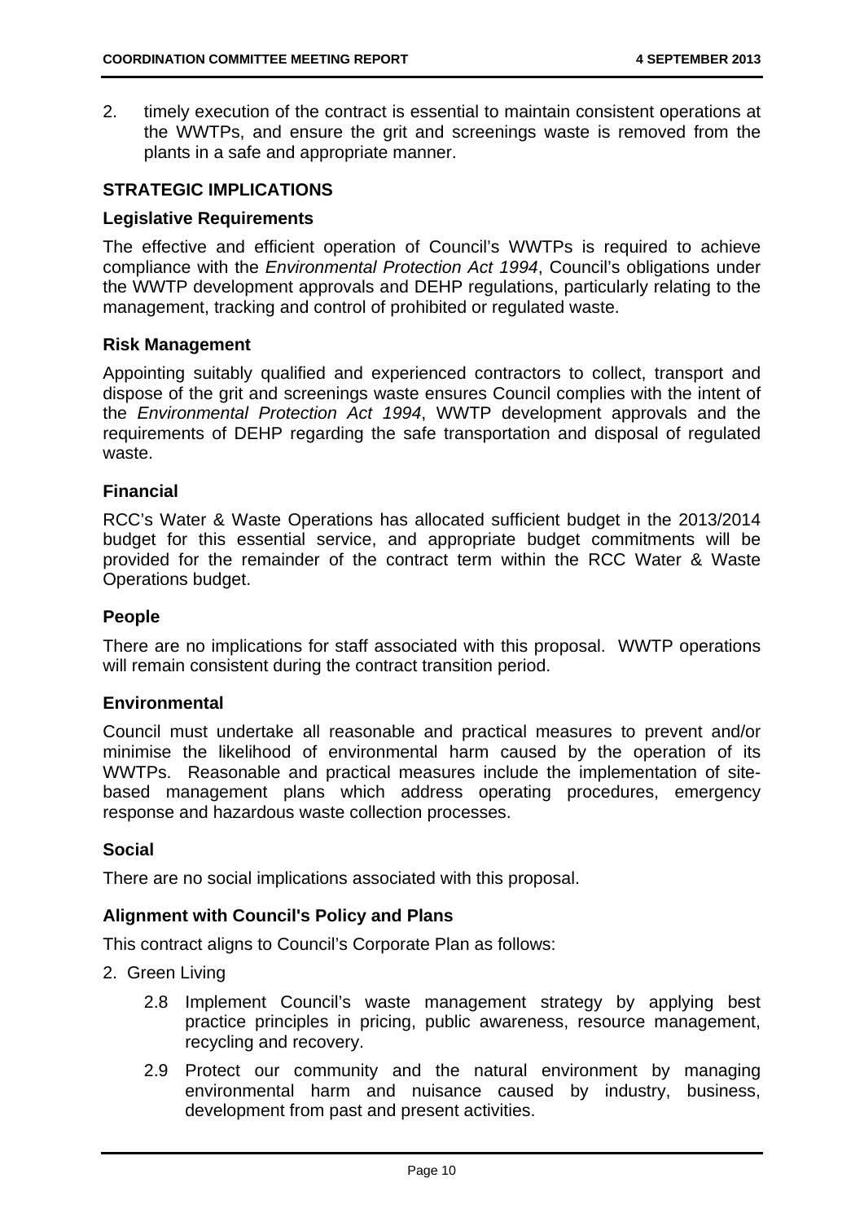2. timely execution of the contract is essential to maintain consistent operations at the WWTPs, and ensure the grit and screenings waste is removed from the plants in a safe and appropriate manner.

## STRATEGIC IMPLICATIONS

### Legislative Requirements

The effective and efficient operation of Council's WWTPs is required to achieve compliance with the *Environmental Protection Act 1994*, Council's obligations under the WWTP development approvals and DEHP regulations, particularly relating to the management, tracking and control of prohibited or regulated waste.

### Risk Management

Appointing suitably qualified and experienced contractors to collect, transport and dispose of the grit and screenings waste ensures Council complies with the intent of the *Environmental Protection Act 1994*, WWTP development approvals and the requirements of DEHP regarding the safe transportation and disposal of regulated waste.

### Financial

RCC's Water & Waste Operations has allocated sufficient budget in the 2013/2014 budget for this essential service, and appropriate budget commitments will be provided for the remainder of the contract term within the RCC Water & Waste Operations budget.

### People

There are no implications for staff associated with this proposal. WWTP operations will remain consistent during the contract transition period.

### Environmental

Council must undertake all reasonable and practical measures to prevent and/or minimise the likelihood of environmental harm caused by the operation of its WWTPs. Reasonable and practical measures include the implementation of site-based management plans which address operating procedures, emergency response and hazardous waste collection processes.

### Social

There are no social implications associated with this proposal.

### Alignment with Council's Policy and Plans

This contract aligns to Council's Corporate Plan as follows:

2. Green Living

   2.8 Implement Council's waste management strategy by applying best practice principles in pricing, public awareness, resource management, recycling and recovery.

   2.9 Protect our community and the natural environment by managing environmental harm and nuisance caused by industry, business, development from past and present activities.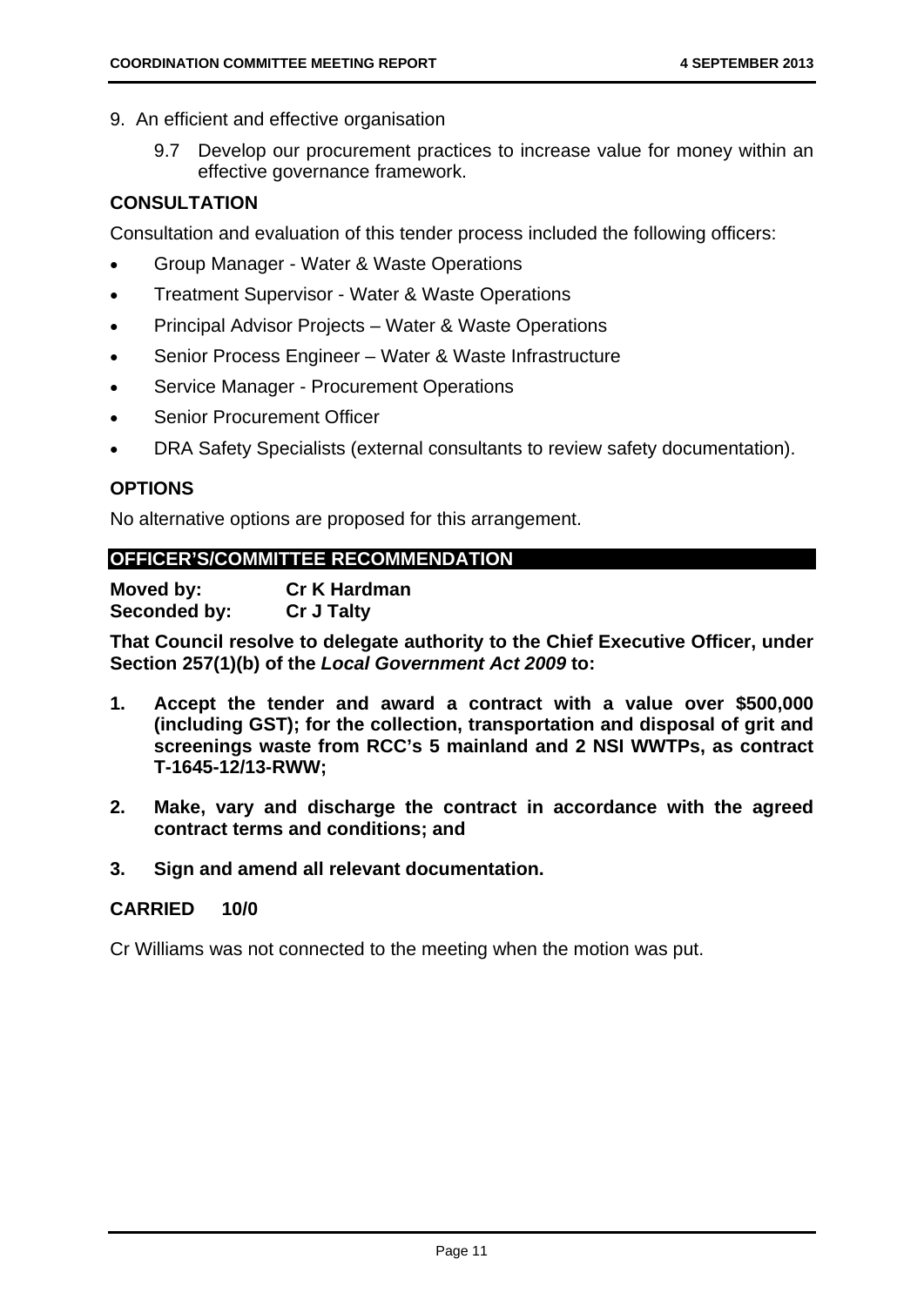9. An efficient and effective organisation
    9.7 Develop our procurement practices to increase value for money within an effective governance framework.

## CONSULTATION

Consultation and evaluation of this tender process included the following officers:

- Group Manager - Water & Waste Operations
- Treatment Supervisor - Water & Waste Operations
- Principal Advisor Projects – Water & Waste Operations
- Senior Process Engineer – Water & Waste Infrastructure
- Service Manager - Procurement Operations
- Senior Procurement Officer
- DRA Safety Specialists (external consultants to review safety documentation).

## OPTIONS

No alternative options are proposed for this arrangement.

## OFFICER'S/COMMITTEE RECOMMENDATION

**Moved by:** **Cr K Hardman**
**Seconded by:** **Cr J Talty**

**That Council resolve to delegate authority to the Chief Executive Officer, under Section 257(1)(b) of the *Local Government Act 2009* to:**

1. **Accept the tender and award a contract with a value over $500,000 (including GST); for the collection, transportation and disposal of grit and screenings waste from RCC's 5 mainland and 2 NSI WWTPs, as contract T-1645-12/13-RWW;**
2. **Make, vary and discharge the contract in accordance with the agreed contract terms and conditions; and**
3. **Sign and amend all relevant documentation.**

**CARRIED 10/0**

Cr Williams was not connected to the meeting when the motion was put.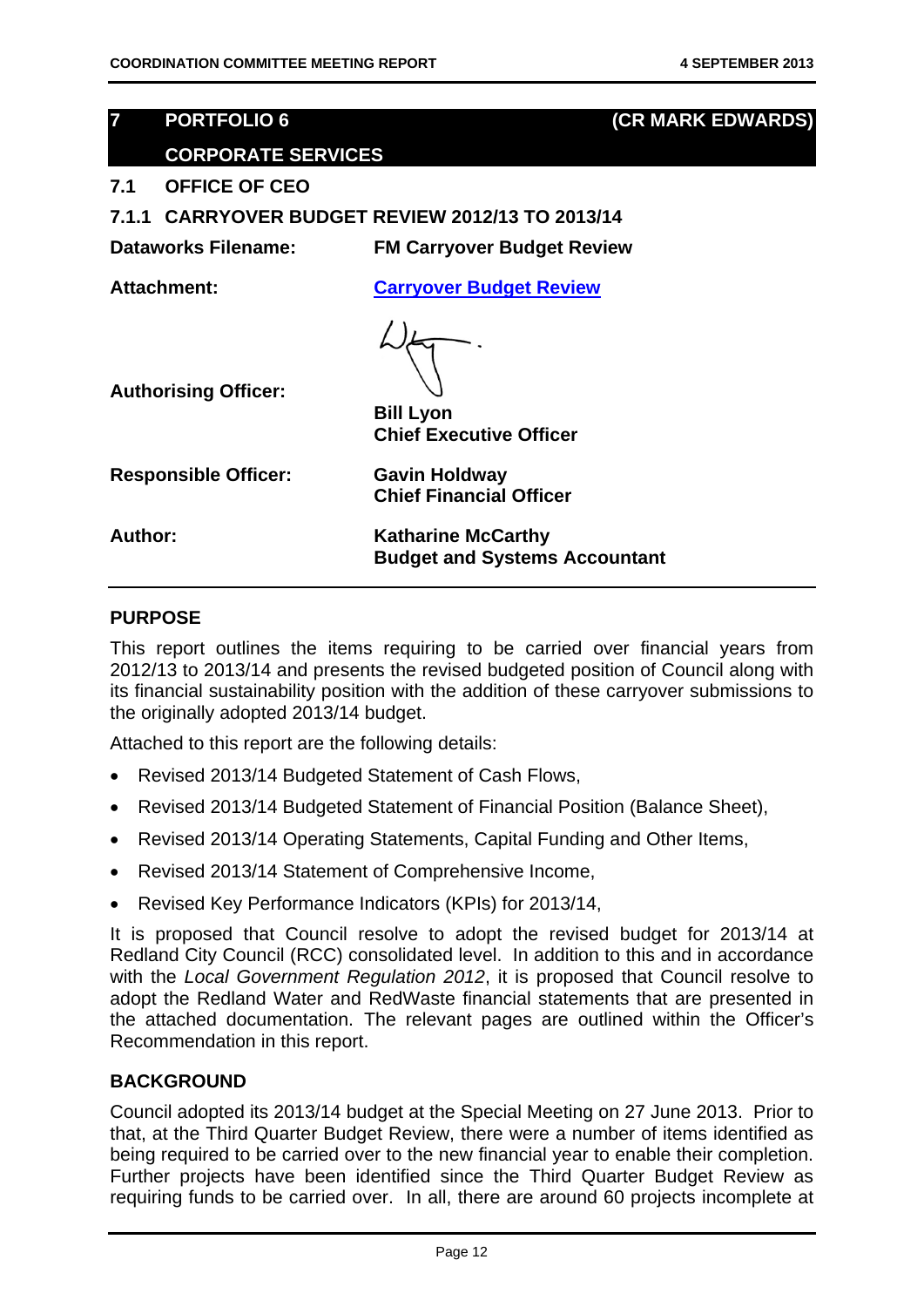## 7 PORTFOLIO 6 (CR MARK EDWARDS)

## CORPORATE SERVICES

### 7.1 OFFICE OF CEO

### 7.1.1 CARRYOVER BUDGET REVIEW 2012/13 TO 2013/14

**Dataworks Filename:** **FM Carryover Budget Review**

**Attachment:** **Carryover Budget Review**

**Authorising Officer:** **Bill Lyon**
**Chief Executive Officer**

**Responsible Officer:** **Gavin Holdway**
**Chief Financial Officer**

**Author:** **Katharine McCarthy**
**Budget and Systems Accountant**

**PURPOSE**

This report outlines the items requiring to be carried over financial years from 2012/13 to 2013/14 and presents the revised budgeted position of Council along with its financial sustainability position with the addition of these carryover submissions to the originally adopted 2013/14 budget.

Attached to this report are the following details:

- Revised 2013/14 Budgeted Statement of Cash Flows,
- Revised 2013/14 Budgeted Statement of Financial Position (Balance Sheet),
- Revised 2013/14 Operating Statements, Capital Funding and Other Items,
- Revised 2013/14 Statement of Comprehensive Income,
- Revised Key Performance Indicators (KPIs) for 2013/14,

It is proposed that Council resolve to adopt the revised budget for 2013/14 at Redland City Council (RCC) consolidated level. In addition to this and in accordance with the *Local Government Regulation 2012*, it is proposed that Council resolve to adopt the Redland Water and RedWaste financial statements that are presented in the attached documentation. The relevant pages are outlined within the Officer's Recommendation in this report.

**BACKGROUND**

Council adopted its 2013/14 budget at the Special Meeting on 27 June 2013. Prior to that, at the Third Quarter Budget Review, there were a number of items identified as being required to be carried over to the new financial year to enable their completion. Further projects have been identified since the Third Quarter Budget Review as requiring funds to be carried over. In all, there are around 60 projects incomplete at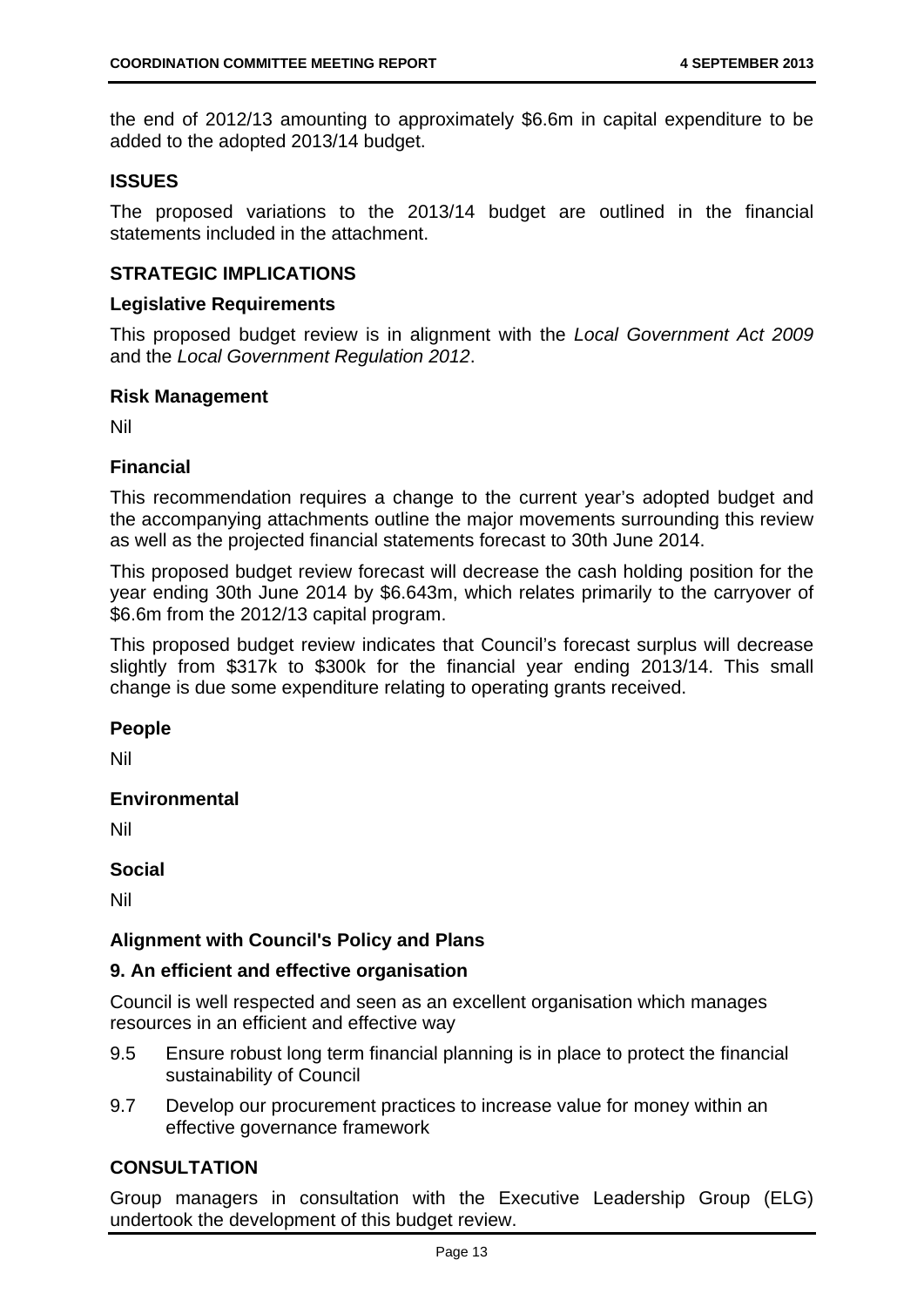the end of 2012/13 amounting to approximately $6.6m in capital expenditure to be added to the adopted 2013/14 budget.

## ISSUES

The proposed variations to the 2013/14 budget are outlined in the financial statements included in the attachment.

## STRATEGIC IMPLICATIONS

### Legislative Requirements

This proposed budget review is in alignment with the *Local Government Act 2009* and the *Local Government Regulation 2012*.

### Risk Management

Nil

### Financial

This recommendation requires a change to the current year's adopted budget and the accompanying attachments outline the major movements surrounding this review as well as the projected financial statements forecast to 30th June 2014.

This proposed budget review forecast will decrease the cash holding position for the year ending 30th June 2014 by $6.643m, which relates primarily to the carryover of $6.6m from the 2012/13 capital program.

This proposed budget review indicates that Council's forecast surplus will decrease slightly from $317k to $300k for the financial year ending 2013/14. This small change is due some expenditure relating to operating grants received.

### People

Nil

### Environmental

Nil

### Social

Nil

### Alignment with Council's Policy and Plans

### 9. An efficient and effective organisation

Council is well respected and seen as an excellent organisation which manages resources in an efficient and effective way

- 9.5 Ensure robust long term financial planning is in place to protect the financial sustainability of Council
- 9.7 Develop our procurement practices to increase value for money within an effective governance framework

## CONSULTATION

Group managers in consultation with the Executive Leadership Group (ELG) undertook the development of this budget review.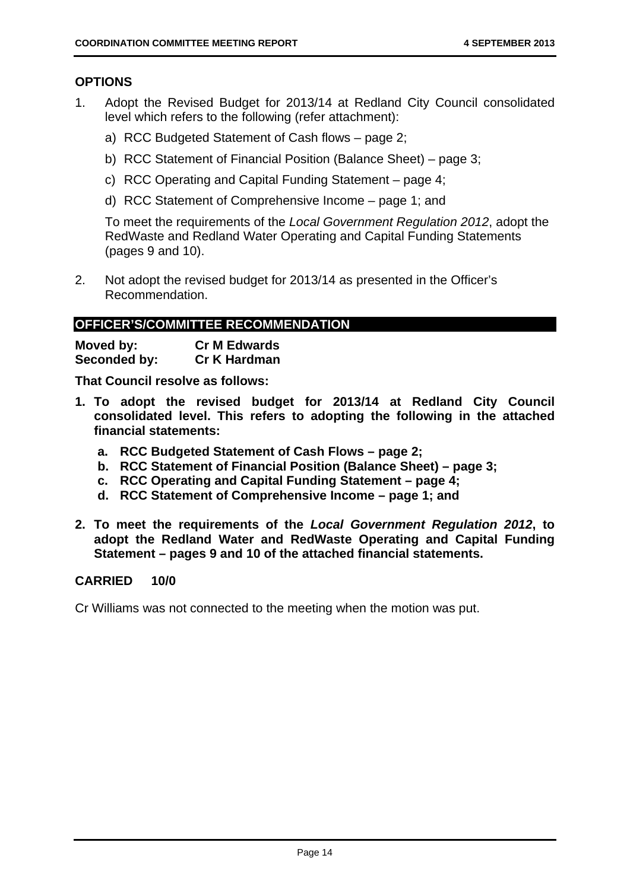## OPTIONS

1. Adopt the Revised Budget for 2013/14 at Redland City Council consolidated level which refers to the following (refer attachment):

   a) RCC Budgeted Statement of Cash flows – page 2;

   b) RCC Statement of Financial Position (Balance Sheet) – page 3;

   c) RCC Operating and Capital Funding Statement – page 4;

   d) RCC Statement of Comprehensive Income – page 1; and

   To meet the requirements of the *Local Government Regulation 2012*, adopt the RedWaste and Redland Water Operating and Capital Funding Statements (pages 9 and 10).

2. Not adopt the revised budget for 2013/14 as presented in the Officer's Recommendation.

## OFFICER'S/COMMITTEE RECOMMENDATION

**Moved by:** **Cr M Edwards**
**Seconded by:** **Cr K Hardman**

**That Council resolve as follows:**

1. **To adopt the revised budget for 2013/14 at Redland City Council consolidated level. This refers to adopting the following in the attached financial statements:**
   a. **RCC Budgeted Statement of Cash Flows – page 2;**
   b. **RCC Statement of Financial Position (Balance Sheet) – page 3;**
   c. **RCC Operating and Capital Funding Statement – page 4;**
   d. **RCC Statement of Comprehensive Income – page 1; and**

2. **To meet the requirements of the *Local Government Regulation 2012*, to adopt the Redland Water and RedWaste Operating and Capital Funding Statement – pages 9 and 10 of the attached financial statements.**

**CARRIED 10/0**

Cr Williams was not connected to the meeting when the motion was put.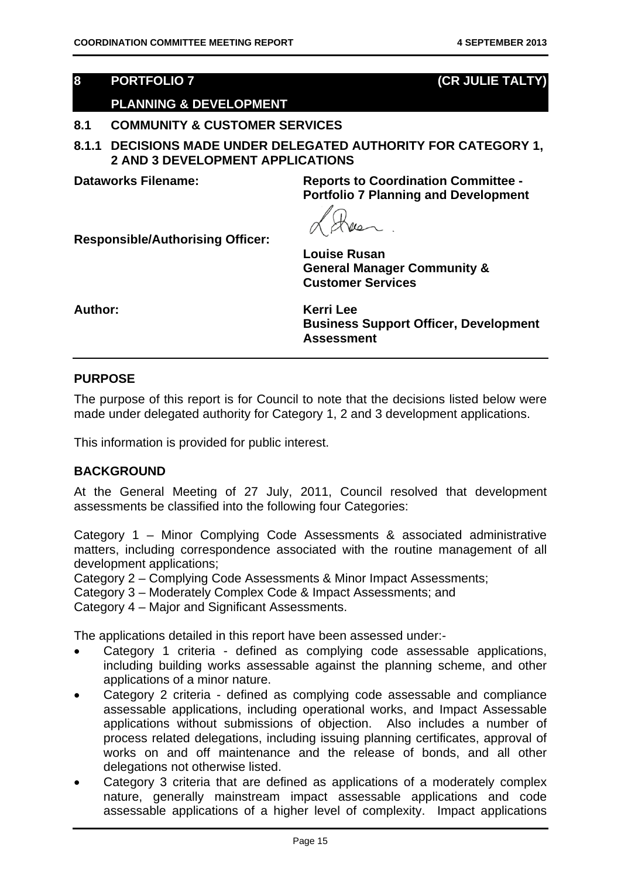# 8 PORTFOLIO 7 (CR JULIE TALTY)

## PLANNING & DEVELOPMENT

## 8.1 COMMUNITY & CUSTOMER SERVICES

### 8.1.1 DECISIONS MADE UNDER DELEGATED AUTHORITY FOR CATEGORY 1, 2 AND 3 DEVELOPMENT APPLICATIONS

**Dataworks Filename:** **Reports to Coordination Committee - Portfolio 7 Planning and Development**

**Responsible/Authorising Officer:** **Louise Rusan**
**General Manager Community & Customer Services**

**Author:** **Kerri Lee**
**Business Support Officer, Development Assessment**

## PURPOSE

The purpose of this report is for Council to note that the decisions listed below were made under delegated authority for Category 1, 2 and 3 development applications.

This information is provided for public interest.

## BACKGROUND

At the General Meeting of 27 July, 2011, Council resolved that development assessments be classified into the following four Categories:

Category 1 – Minor Complying Code Assessments & associated administrative matters, including correspondence associated with the routine management of all development applications;
Category 2 – Complying Code Assessments & Minor Impact Assessments;
Category 3 – Moderately Complex Code & Impact Assessments; and
Category 4 – Major and Significant Assessments.

The applications detailed in this report have been assessed under:-

- Category 1 criteria - defined as complying code assessable applications, including building works assessable against the planning scheme, and other applications of a minor nature.
- Category 2 criteria - defined as complying code assessable and compliance assessable applications, including operational works, and Impact Assessable applications without submissions of objection. Also includes a number of process related delegations, including issuing planning certificates, approval of works on and off maintenance and the release of bonds, and all other delegations not otherwise listed.
- Category 3 criteria that are defined as applications of a moderately complex nature, generally mainstream impact assessable applications and code assessable applications of a higher level of complexity. Impact applications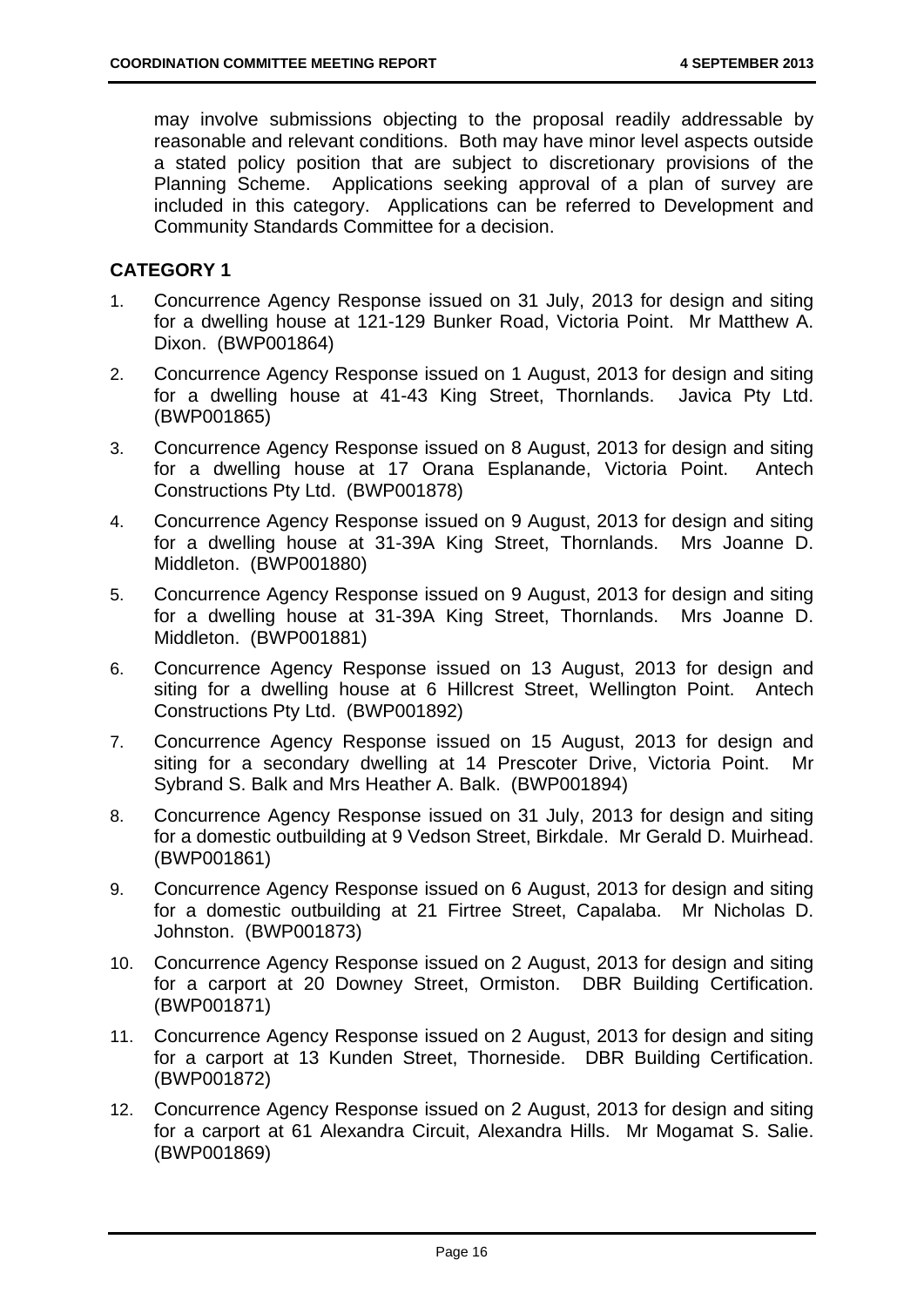may involve submissions objecting to the proposal readily addressable by reasonable and relevant conditions. Both may have minor level aspects outside a stated policy position that are subject to discretionary provisions of the Planning Scheme. Applications seeking approval of a plan of survey are included in this category. Applications can be referred to Development and Community Standards Committee for a decision.

**CATEGORY 1**

1. Concurrence Agency Response issued on 31 July, 2013 for design and siting for a dwelling house at 121-129 Bunker Road, Victoria Point. Mr Matthew A. Dixon. (BWP001864)
2. Concurrence Agency Response issued on 1 August, 2013 for design and siting for a dwelling house at 41-43 King Street, Thornlands. Javica Pty Ltd. (BWP001865)
3. Concurrence Agency Response issued on 8 August, 2013 for design and siting for a dwelling house at 17 Orana Esplanande, Victoria Point. Antech Constructions Pty Ltd. (BWP001878)
4. Concurrence Agency Response issued on 9 August, 2013 for design and siting for a dwelling house at 31-39A King Street, Thornlands. Mrs Joanne D. Middleton. (BWP001880)
5. Concurrence Agency Response issued on 9 August, 2013 for design and siting for a dwelling house at 31-39A King Street, Thornlands. Mrs Joanne D. Middleton. (BWP001881)
6. Concurrence Agency Response issued on 13 August, 2013 for design and siting for a dwelling house at 6 Hillcrest Street, Wellington Point. Antech Constructions Pty Ltd. (BWP001892)
7. Concurrence Agency Response issued on 15 August, 2013 for design and siting for a secondary dwelling at 14 Prescoter Drive, Victoria Point. Mr Sybrand S. Balk and Mrs Heather A. Balk. (BWP001894)
8. Concurrence Agency Response issued on 31 July, 2013 for design and siting for a domestic outbuilding at 9 Vedson Street, Birkdale. Mr Gerald D. Muirhead. (BWP001861)
9. Concurrence Agency Response issued on 6 August, 2013 for design and siting for a domestic outbuilding at 21 Firtree Street, Capalaba. Mr Nicholas D. Johnston. (BWP001873)
10. Concurrence Agency Response issued on 2 August, 2013 for design and siting for a carport at 20 Downey Street, Ormiston. DBR Building Certification. (BWP001871)
11. Concurrence Agency Response issued on 2 August, 2013 for design and siting for a carport at 13 Kunden Street, Thorneside. DBR Building Certification. (BWP001872)
12. Concurrence Agency Response issued on 2 August, 2013 for design and siting for a carport at 61 Alexandra Circuit, Alexandra Hills. Mr Mogamat S. Salie. (BWP001869)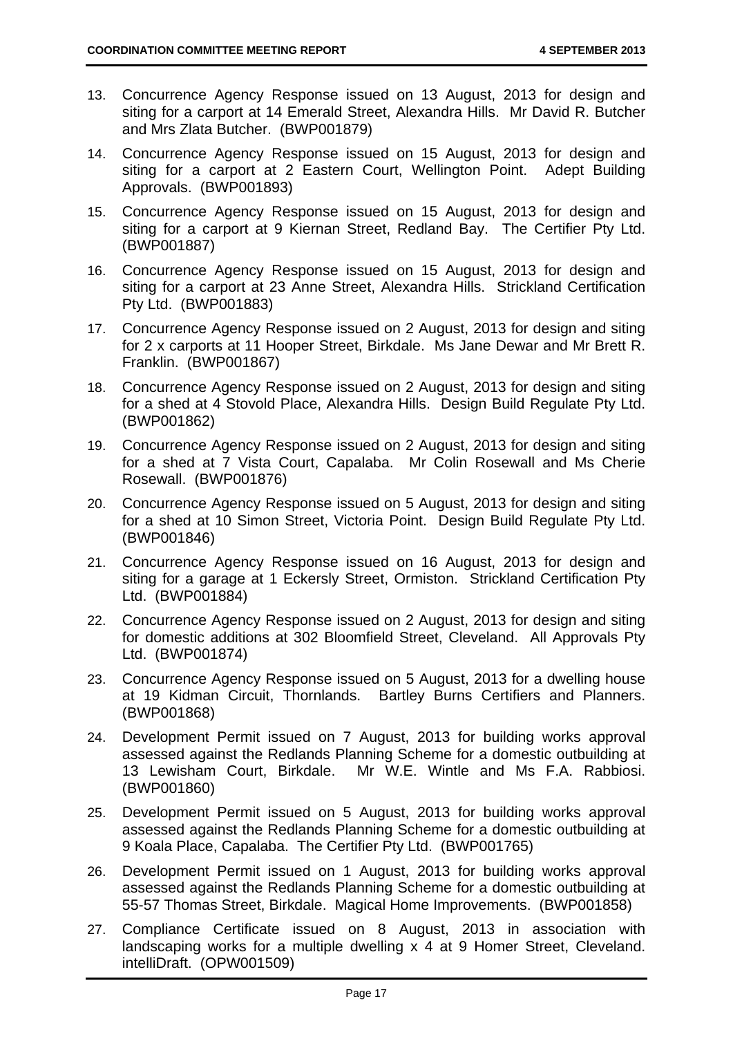13. Concurrence Agency Response issued on 13 August, 2013 for design and siting for a carport at 14 Emerald Street, Alexandra Hills. Mr David R. Butcher and Mrs Zlata Butcher. (BWP001879)

14. Concurrence Agency Response issued on 15 August, 2013 for design and siting for a carport at 2 Eastern Court, Wellington Point. Adept Building Approvals. (BWP001893)

15. Concurrence Agency Response issued on 15 August, 2013 for design and siting for a carport at 9 Kiernan Street, Redland Bay. The Certifier Pty Ltd. (BWP001887)

16. Concurrence Agency Response issued on 15 August, 2013 for design and siting for a carport at 23 Anne Street, Alexandra Hills. Strickland Certification Pty Ltd. (BWP001883)

17. Concurrence Agency Response issued on 2 August, 2013 for design and siting for 2 x carports at 11 Hooper Street, Birkdale. Ms Jane Dewar and Mr Brett R. Franklin. (BWP001867)

18. Concurrence Agency Response issued on 2 August, 2013 for design and siting for a shed at 4 Stovold Place, Alexandra Hills. Design Build Regulate Pty Ltd. (BWP001862)

19. Concurrence Agency Response issued on 2 August, 2013 for design and siting for a shed at 7 Vista Court, Capalaba. Mr Colin Rosewall and Ms Cherie Rosewall. (BWP001876)

20. Concurrence Agency Response issued on 5 August, 2013 for design and siting for a shed at 10 Simon Street, Victoria Point. Design Build Regulate Pty Ltd. (BWP001846)

21. Concurrence Agency Response issued on 16 August, 2013 for design and siting for a garage at 1 Eckersly Street, Ormiston. Strickland Certification Pty Ltd. (BWP001884)

22. Concurrence Agency Response issued on 2 August, 2013 for design and siting for domestic additions at 302 Bloomfield Street, Cleveland. All Approvals Pty Ltd. (BWP001874)

23. Concurrence Agency Response issued on 5 August, 2013 for a dwelling house at 19 Kidman Circuit, Thornlands. Bartley Burns Certifiers and Planners. (BWP001868)

24. Development Permit issued on 7 August, 2013 for building works approval assessed against the Redlands Planning Scheme for a domestic outbuilding at 13 Lewisham Court, Birkdale. Mr W.E. Wintle and Ms F.A. Rabbiosi. (BWP001860)

25. Development Permit issued on 5 August, 2013 for building works approval assessed against the Redlands Planning Scheme for a domestic outbuilding at 9 Koala Place, Capalaba. The Certifier Pty Ltd. (BWP001765)

26. Development Permit issued on 1 August, 2013 for building works approval assessed against the Redlands Planning Scheme for a domestic outbuilding at 55-57 Thomas Street, Birkdale. Magical Home Improvements. (BWP001858)

27. Compliance Certificate issued on 8 August, 2013 in association with landscaping works for a multiple dwelling x 4 at 9 Homer Street, Cleveland. intelliDraft. (OPW001509)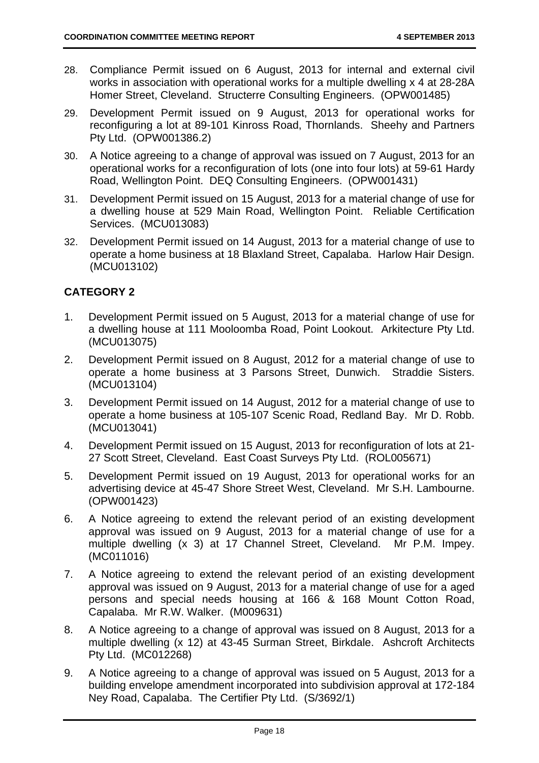28. Compliance Permit issued on 6 August, 2013 for internal and external civil works in association with operational works for a multiple dwelling x 4 at 28-28A Homer Street, Cleveland. Structerre Consulting Engineers. (OPW001485)

29. Development Permit issued on 9 August, 2013 for operational works for reconfiguring a lot at 89-101 Kinross Road, Thornlands. Sheehy and Partners Pty Ltd. (OPW001386.2)

30. A Notice agreeing to a change of approval was issued on 7 August, 2013 for an operational works for a reconfiguration of lots (one into four lots) at 59-61 Hardy Road, Wellington Point. DEQ Consulting Engineers. (OPW001431)

31. Development Permit issued on 15 August, 2013 for a material change of use for a dwelling house at 529 Main Road, Wellington Point. Reliable Certification Services. (MCU013083)

32. Development Permit issued on 14 August, 2013 for a material change of use to operate a home business at 18 Blaxland Street, Capalaba. Harlow Hair Design. (MCU013102)

**CATEGORY 2**

1. Development Permit issued on 5 August, 2013 for a material change of use for a dwelling house at 111 Mooloomba Road, Point Lookout. Arkitecture Pty Ltd. (MCU013075)

2. Development Permit issued on 8 August, 2012 for a material change of use to operate a home business at 3 Parsons Street, Dunwich. Straddie Sisters. (MCU013104)

3. Development Permit issued on 14 August, 2012 for a material change of use to operate a home business at 105-107 Scenic Road, Redland Bay. Mr D. Robb. (MCU013041)

4. Development Permit issued on 15 August, 2013 for reconfiguration of lots at 21-27 Scott Street, Cleveland. East Coast Surveys Pty Ltd. (ROL005671)

5. Development Permit issued on 19 August, 2013 for operational works for an advertising device at 45-47 Shore Street West, Cleveland. Mr S.H. Lambourne. (OPW001423)

6. A Notice agreeing to extend the relevant period of an existing development approval was issued on 9 August, 2013 for a material change of use for a multiple dwelling (x 3) at 17 Channel Street, Cleveland. Mr P.M. Impey. (MC011016)

7. A Notice agreeing to extend the relevant period of an existing development approval was issued on 9 August, 2013 for a material change of use for a aged persons and special needs housing at 166 & 168 Mount Cotton Road, Capalaba. Mr R.W. Walker. (M009631)

8. A Notice agreeing to a change of approval was issued on 8 August, 2013 for a multiple dwelling (x 12) at 43-45 Surman Street, Birkdale. Ashcroft Architects Pty Ltd. (MC012268)

9. A Notice agreeing to a change of approval was issued on 5 August, 2013 for a building envelope amendment incorporated into subdivision approval at 172-184 Ney Road, Capalaba. The Certifier Pty Ltd. (S/3692/1)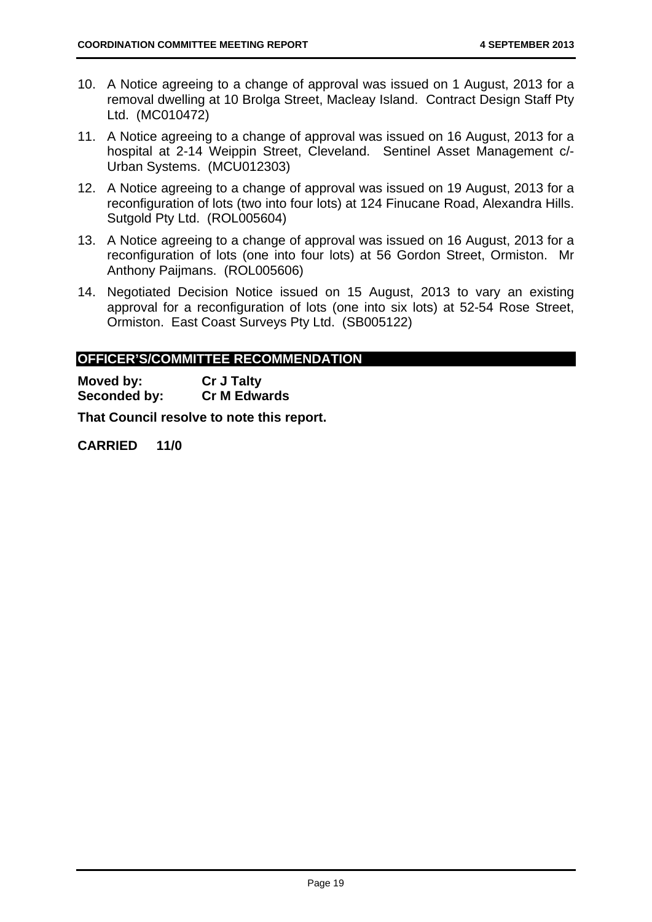10. A Notice agreeing to a change of approval was issued on 1 August, 2013 for a removal dwelling at 10 Brolga Street, Macleay Island. Contract Design Staff Pty Ltd. (MC010472)

11. A Notice agreeing to a change of approval was issued on 16 August, 2013 for a hospital at 2-14 Weippin Street, Cleveland. Sentinel Asset Management c/- Urban Systems. (MCU012303)

12. A Notice agreeing to a change of approval was issued on 19 August, 2013 for a reconfiguration of lots (two into four lots) at 124 Finucane Road, Alexandra Hills. Sutgold Pty Ltd. (ROL005604)

13. A Notice agreeing to a change of approval was issued on 16 August, 2013 for a reconfiguration of lots (one into four lots) at 56 Gordon Street, Ormiston. Mr Anthony Paijmans. (ROL005606)

14. Negotiated Decision Notice issued on 15 August, 2013 to vary an existing approval for a reconfiguration of lots (one into six lots) at 52-54 Rose Street, Ormiston. East Coast Surveys Pty Ltd. (SB005122)

## OFFICER'S/COMMITTEE RECOMMENDATION

**Moved by:** **Cr J Talty**
**Seconded by:** **Cr M Edwards**

**That Council resolve to note this report.**

**CARRIED 11/0**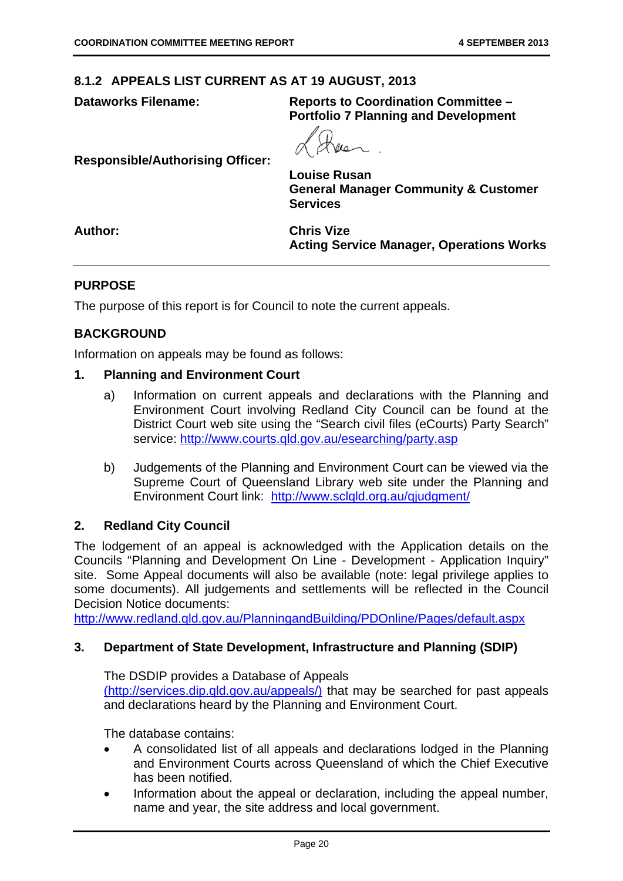## 8.1.2 APPEALS LIST CURRENT AS AT 19 AUGUST, 2013

| | |
|---|---|
| **Dataworks Filename:** | **Reports to Coordination Committee – Portfolio 7 Planning and Development** |
| **Responsible/Authorising Officer:** | **Louise Rusan**<br>**General Manager Community & Customer Services** |
| **Author:** | **Chris Vize**<br>**Acting Service Manager, Operations Works** |

### PURPOSE

The purpose of this report is for Council to note the current appeals.

### BACKGROUND

Information on appeals may be found as follows:

**1. Planning and Environment Court**

a) Information on current appeals and declarations with the Planning and Environment Court involving Redland City Council can be found at the District Court web site using the "Search civil files (eCourts) Party Search" service: http://www.courts.qld.gov.au/esearching/party.asp

b) Judgements of the Planning and Environment Court can be viewed via the Supreme Court of Queensland Library web site under the Planning and Environment Court link: http://www.sclqld.org.au/qjudgment/

**2. Redland City Council**

The lodgement of an appeal is acknowledged with the Application details on the Councils "Planning and Development On Line - Development - Application Inquiry" site. Some Appeal documents will also be available (note: legal privilege applies to some documents). All judgements and settlements will be reflected in the Council Decision Notice documents:
http://www.redland.qld.gov.au/PlanningandBuilding/PDOnline/Pages/default.aspx

**3. Department of State Development, Infrastructure and Planning (SDIP)**

The DSDIP provides a Database of Appeals (http://services.dip.qld.gov.au/appeals/) that may be searched for past appeals and declarations heard by the Planning and Environment Court.

The database contains:

- A consolidated list of all appeals and declarations lodged in the Planning and Environment Courts across Queensland of which the Chief Executive has been notified.
- Information about the appeal or declaration, including the appeal number, name and year, the site address and local government.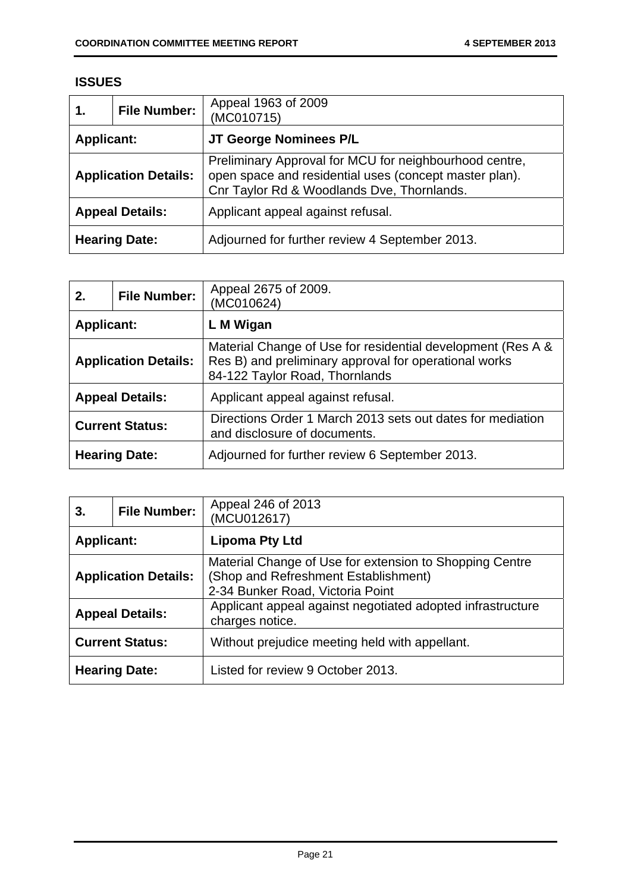## ISSUES

| 1. | File Number: | Appeal 1963 of 2009<br>(MC010715) |
|---|---|---|
| **Applicant:** | | **JT George Nominees P/L** |
| **Application Details:** | | Preliminary Approval for MCU for neighbourhood centre, open space and residential uses (concept master plan). Cnr Taylor Rd & Woodlands Dve, Thornlands. |
| **Appeal Details:** | | Applicant appeal against refusal. |
| **Hearing Date:** | | Adjourned for further review 4 September 2013. |

| 2. | File Number: | Appeal 2675 of 2009.<br>(MC010624) |
|---|---|---|
| **Applicant:** | | **L M Wigan** |
| **Application Details:** | | Material Change of Use for residential development (Res A & Res B) and preliminary approval for operational works<br>84-122 Taylor Road, Thornlands |
| **Appeal Details:** | | Applicant appeal against refusal. |
| **Current Status:** | | Directions Order 1 March 2013 sets out dates for mediation and disclosure of documents. |
| **Hearing Date:** | | Adjourned for further review 6 September 2013. |

| 3. | File Number: | Appeal 246 of 2013<br>(MCU012617) |
|---|---|---|
| **Applicant:** | | **Lipoma Pty Ltd** |
| **Application Details:** | | Material Change of Use for extension to Shopping Centre (Shop and Refreshment Establishment)<br>2-34 Bunker Road, Victoria Point |
| **Appeal Details:** | | Applicant appeal against negotiated adopted infrastructure charges notice. |
| **Current Status:** | | Without prejudice meeting held with appellant. |
| **Hearing Date:** | | Listed for review 9 October 2013. |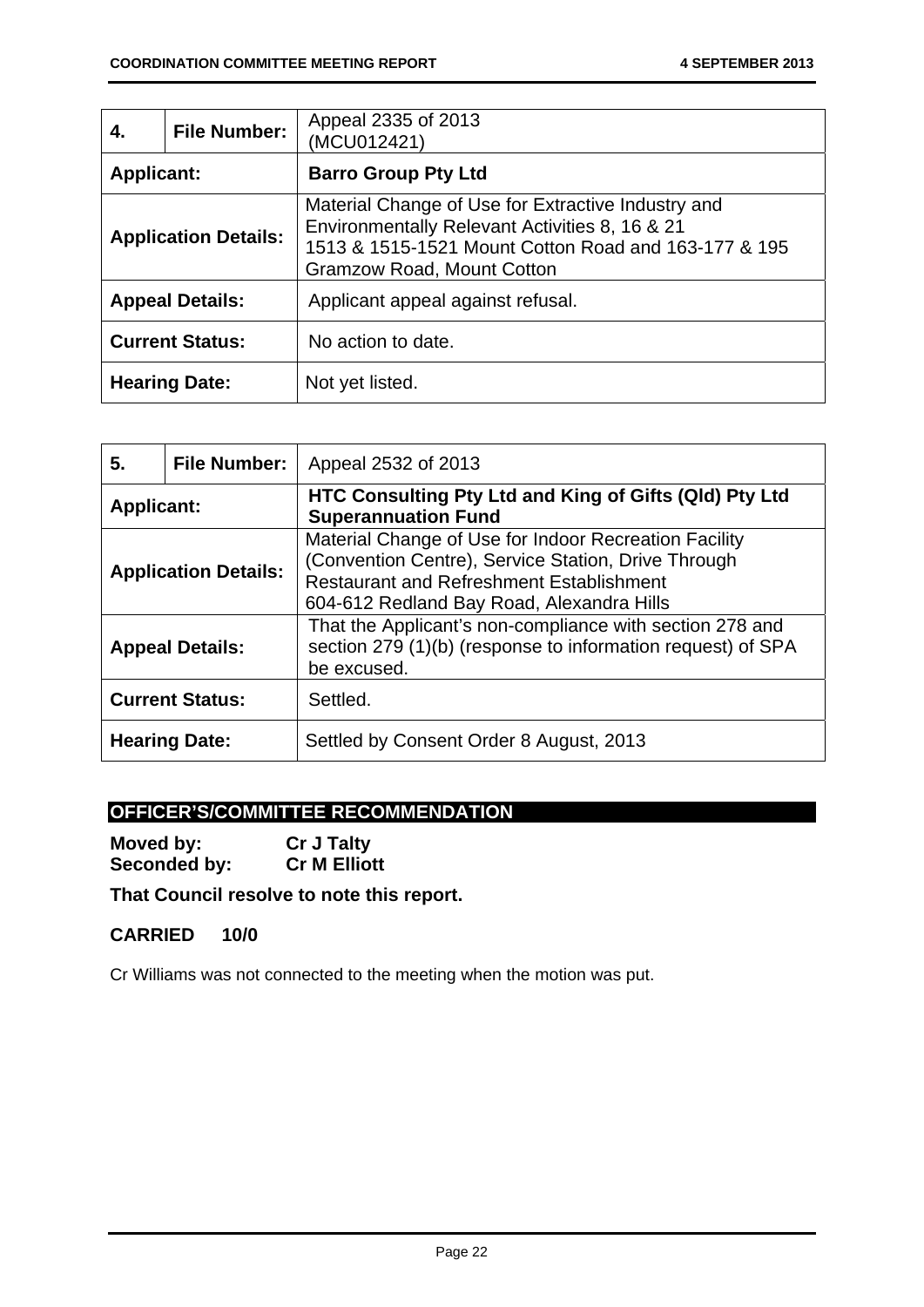| 4. | File Number: | Appeal 2335 of 2013 (MCU012421) |
|---|---|---|
| **Applicant:** | | **Barro Group Pty Ltd** |
| **Application Details:** | | Material Change of Use for Extractive Industry and Environmentally Relevant Activities 8, 16 & 21<br>1513 & 1515-1521 Mount Cotton Road and 163-177 & 195 Gramzow Road, Mount Cotton |
| **Appeal Details:** | | Applicant appeal against refusal. |
| **Current Status:** | | No action to date. |
| **Hearing Date:** | | Not yet listed. |

| 5. | File Number: | Appeal 2532 of 2013 |
|---|---|---|
| **Applicant:** | | **HTC Consulting Pty Ltd and King of Gifts (Qld) Pty Ltd Superannuation Fund** |
| **Application Details:** | | Material Change of Use for Indoor Recreation Facility (Convention Centre), Service Station, Drive Through Restaurant and Refreshment Establishment<br>604-612 Redland Bay Road, Alexandra Hills |
| **Appeal Details:** | | That the Applicant's non-compliance with section 278 and section 279 (1)(b) (response to information request) of SPA be excused. |
| **Current Status:** | | Settled. |
| **Hearing Date:** | | Settled by Consent Order 8 August, 2013 |

## OFFICER'S/COMMITTEE RECOMMENDATION

**Moved by:** **Cr J Talty**
**Seconded by:** **Cr M Elliott**

**That Council resolve to note this report.**

**CARRIED 10/0**

Cr Williams was not connected to the meeting when the motion was put.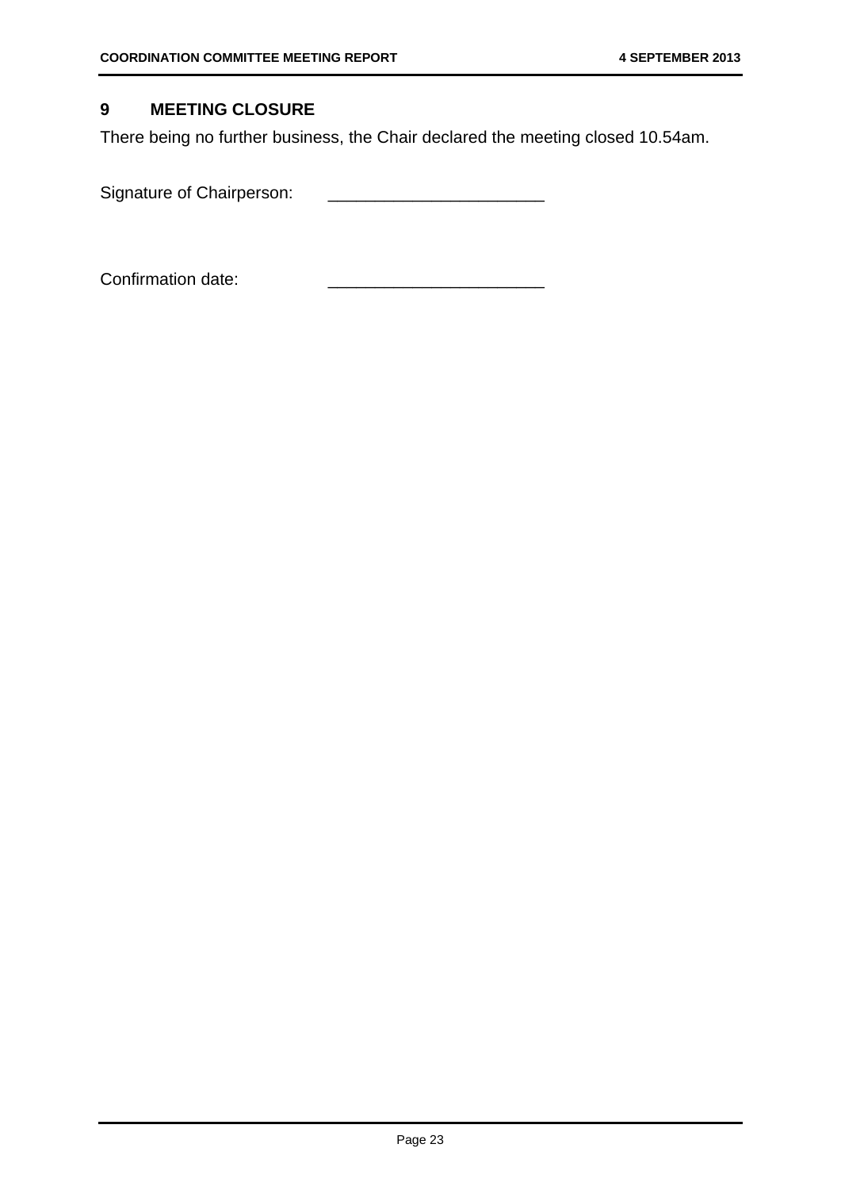## 9 MEETING CLOSURE

There being no further business, the Chair declared the meeting closed 10.54am.

Signature of Chairperson: _______________________

Confirmation date: _______________________